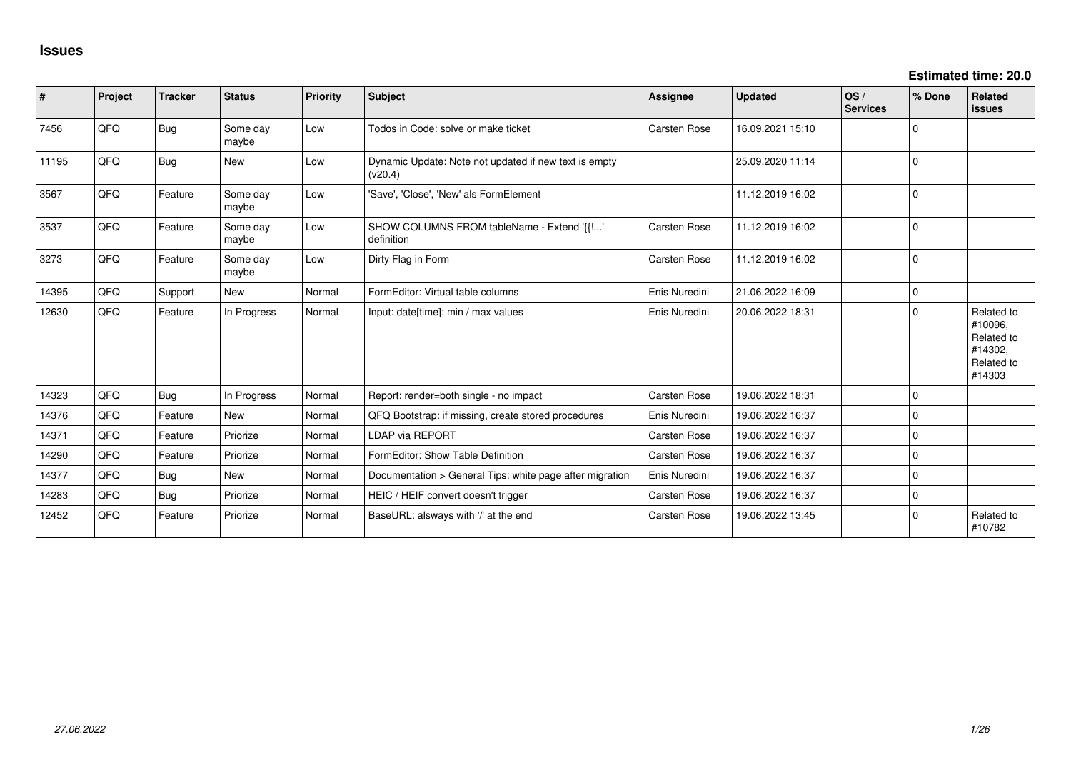# Issues

**Estimated time: 20.0**

| # | Project | Tracker | Status | Priority | Subject | Assignee | Updated | OS / Services | % Done | Related issues |
|---|---|---|---|---|---|---|---|---|---|---|
| 7456 | QFQ | Bug | Some day maybe | Low | Todos in Code: solve or make ticket | Carsten Rose | 16.09.2021 15:10 | | 0 | |
| 11195 | QFQ | Bug | New | Low | Dynamic Update: Note not updated if new text is empty (v20.4) | | 25.09.2020 11:14 | | 0 | |
| 3567 | QFQ | Feature | Some day maybe | Low | 'Save', 'Close', 'New' als FormElement | | 11.12.2019 16:02 | | 0 | |
| 3537 | QFQ | Feature | Some day maybe | Low | SHOW COLUMNS FROM tableName - Extend '{{!...' definition | Carsten Rose | 11.12.2019 16:02 | | 0 | |
| 3273 | QFQ | Feature | Some day maybe | Low | Dirty Flag in Form | Carsten Rose | 11.12.2019 16:02 | | 0 | |
| 14395 | QFQ | Support | New | Normal | FormEditor: Virtual table columns | Enis Nuredini | 21.06.2022 16:09 | | 0 | |
| 12630 | QFQ | Feature | In Progress | Normal | Input: date[time]: min / max values | Enis Nuredini | 20.06.2022 18:31 | | 0 | Related to #10096, Related to #14302, Related to #14303 |
| 14323 | QFQ | Bug | In Progress | Normal | Report: render=both\|single - no impact | Carsten Rose | 19.06.2022 18:31 | | 0 | |
| 14376 | QFQ | Feature | New | Normal | QFQ Bootstrap: if missing, create stored procedures | Enis Nuredini | 19.06.2022 16:37 | | 0 | |
| 14371 | QFQ | Feature | Priorize | Normal | LDAP via REPORT | Carsten Rose | 19.06.2022 16:37 | | 0 | |
| 14290 | QFQ | Feature | Priorize | Normal | FormEditor: Show Table Definition | Carsten Rose | 19.06.2022 16:37 | | 0 | |
| 14377 | QFQ | Bug | New | Normal | Documentation > General Tips: white page after migration | Enis Nuredini | 19.06.2022 16:37 | | 0 | |
| 14283 | QFQ | Bug | Priorize | Normal | HEIC / HEIF convert doesn't trigger | Carsten Rose | 19.06.2022 16:37 | | 0 | |
| 12452 | QFQ | Feature | Priorize | Normal | BaseURL: alsways with '/' at the end | Carsten Rose | 19.06.2022 13:45 | | 0 | Related to #10782 |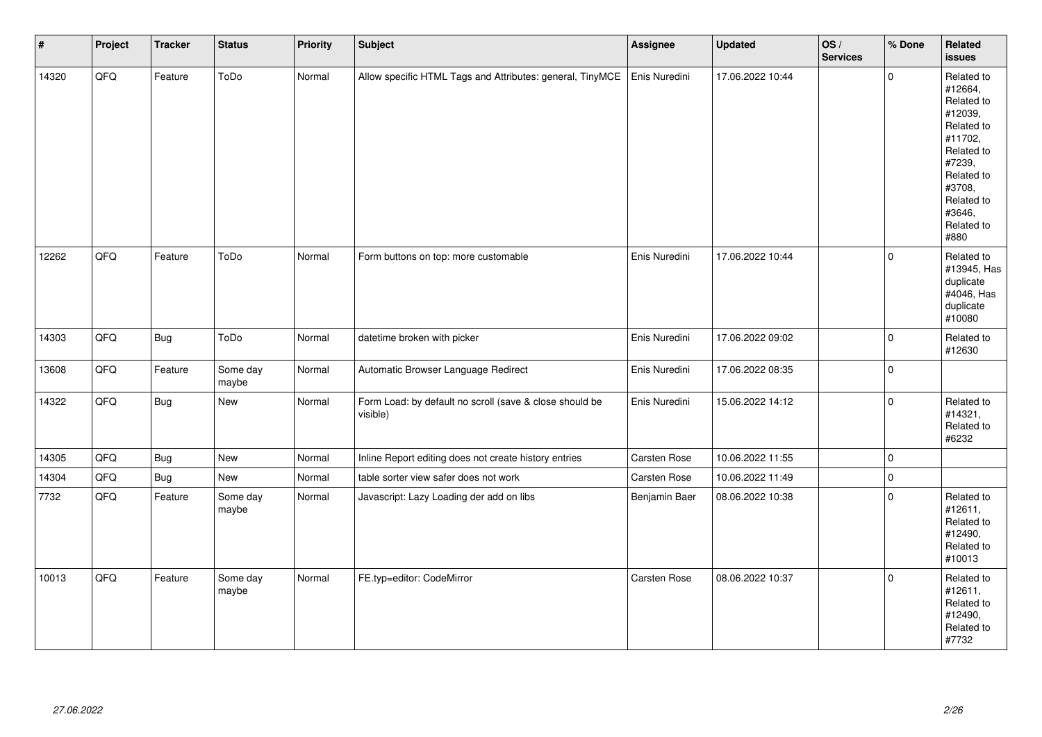| # | Project | Tracker | Status | Priority | Subject | Assignee | Updated | OS / Services | % Done | Related issues |
|---|---|---|---|---|---|---|---|---|---|---|
| 14320 | QFQ | Feature | ToDo | Normal | Allow specific HTML Tags and Attributes: general, TinyMCE | Enis Nuredini | 17.06.2022 10:44 | | 0 | Related to #12664, Related to #12039, Related to #11702, Related to #7239, Related to #3708, Related to #3646, Related to #880 |
| 12262 | QFQ | Feature | ToDo | Normal | Form buttons on top: more customable | Enis Nuredini | 17.06.2022 10:44 | | 0 | Related to #13945, Has duplicate #4046, Has duplicate #10080 |
| 14303 | QFQ | Bug | ToDo | Normal | datetime broken with picker | Enis Nuredini | 17.06.2022 09:02 | | 0 | Related to #12630 |
| 13608 | QFQ | Feature | Some day maybe | Normal | Automatic Browser Language Redirect | Enis Nuredini | 17.06.2022 08:35 | | 0 | |
| 14322 | QFQ | Bug | New | Normal | Form Load: by default no scroll (save & close should be visible) | Enis Nuredini | 15.06.2022 14:12 | | 0 | Related to #14321, Related to #6232 |
| 14305 | QFQ | Bug | New | Normal | Inline Report editing does not create history entries | Carsten Rose | 10.06.2022 11:55 | | 0 | |
| 14304 | QFQ | Bug | New | Normal | table sorter view safer does not work | Carsten Rose | 10.06.2022 11:49 | | 0 | |
| 7732 | QFQ | Feature | Some day maybe | Normal | Javascript: Lazy Loading der add on libs | Benjamin Baer | 08.06.2022 10:38 | | 0 | Related to #12611, Related to #12490, Related to #10013 |
| 10013 | QFQ | Feature | Some day maybe | Normal | FE.typ=editor: CodeMirror | Carsten Rose | 08.06.2022 10:37 | | 0 | Related to #12611, Related to #12490, Related to #7732 |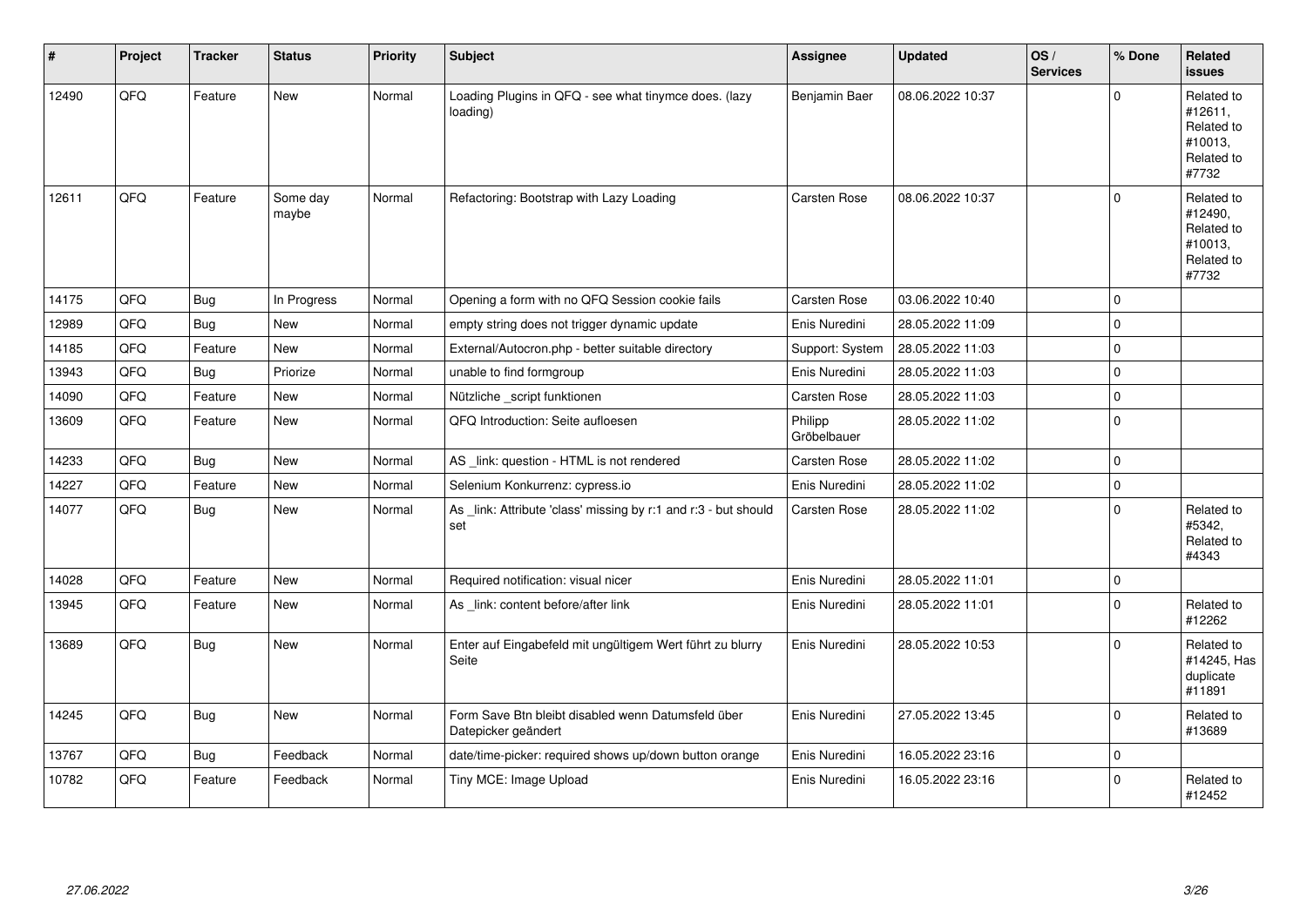| # | Project | Tracker | Status | Priority | Subject | Assignee | Updated | OS / Services | % Done | Related issues |
|---|---|---|---|---|---|---|---|---|---|---|
| 12490 | QFQ | Feature | New | Normal | Loading Plugins in QFQ - see what tinymce does. (lazy loading) | Benjamin Baer | 08.06.2022 10:37 | | 0 | Related to #12611, Related to #10013, Related to #7732 |
| 12611 | QFQ | Feature | Some day maybe | Normal | Refactoring: Bootstrap with Lazy Loading | Carsten Rose | 08.06.2022 10:37 | | 0 | Related to #12490, Related to #10013, Related to #7732 |
| 14175 | QFQ | Bug | In Progress | Normal | Opening a form with no QFQ Session cookie fails | Carsten Rose | 03.06.2022 10:40 | | 0 | |
| 12989 | QFQ | Bug | New | Normal | empty string does not trigger dynamic update | Enis Nuredini | 28.05.2022 11:09 | | 0 | |
| 14185 | QFQ | Feature | New | Normal | External/Autocron.php - better suitable directory | Support: System | 28.05.2022 11:03 | | 0 | |
| 13943 | QFQ | Bug | Priorize | Normal | unable to find formgroup | Enis Nuredini | 28.05.2022 11:03 | | 0 | |
| 14090 | QFQ | Feature | New | Normal | Nützliche _script funktionen | Carsten Rose | 28.05.2022 11:03 | | 0 | |
| 13609 | QFQ | Feature | New | Normal | QFQ Introduction: Seite aufloesen | Philipp Gröbelbauer | 28.05.2022 11:02 | | 0 | |
| 14233 | QFQ | Bug | New | Normal | AS _link: question - HTML is not rendered | Carsten Rose | 28.05.2022 11:02 | | 0 | |
| 14227 | QFQ | Feature | New | Normal | Selenium Konkurrenz: cypress.io | Enis Nuredini | 28.05.2022 11:02 | | 0 | |
| 14077 | QFQ | Bug | New | Normal | As _link: Attribute 'class' missing by r:1 and r:3 - but should set | Carsten Rose | 28.05.2022 11:02 | | 0 | Related to #5342, Related to #4343 |
| 14028 | QFQ | Feature | New | Normal | Required notification: visual nicer | Enis Nuredini | 28.05.2022 11:01 | | 0 | |
| 13945 | QFQ | Feature | New | Normal | As _link: content before/after link | Enis Nuredini | 28.05.2022 11:01 | | 0 | Related to #12262 |
| 13689 | QFQ | Bug | New | Normal | Enter auf Eingabefeld mit ungültigem Wert führt zu blurry Seite | Enis Nuredini | 28.05.2022 10:53 | | 0 | Related to #14245, Has duplicate #11891 |
| 14245 | QFQ | Bug | New | Normal | Form Save Btn bleibt disabled wenn Datumsfeld über Datepicker geändert | Enis Nuredini | 27.05.2022 13:45 | | 0 | Related to #13689 |
| 13767 | QFQ | Bug | Feedback | Normal | date/time-picker: required shows up/down button orange | Enis Nuredini | 16.05.2022 23:16 | | 0 | |
| 10782 | QFQ | Feature | Feedback | Normal | Tiny MCE: Image Upload | Enis Nuredini | 16.05.2022 23:16 | | 0 | Related to #12452 |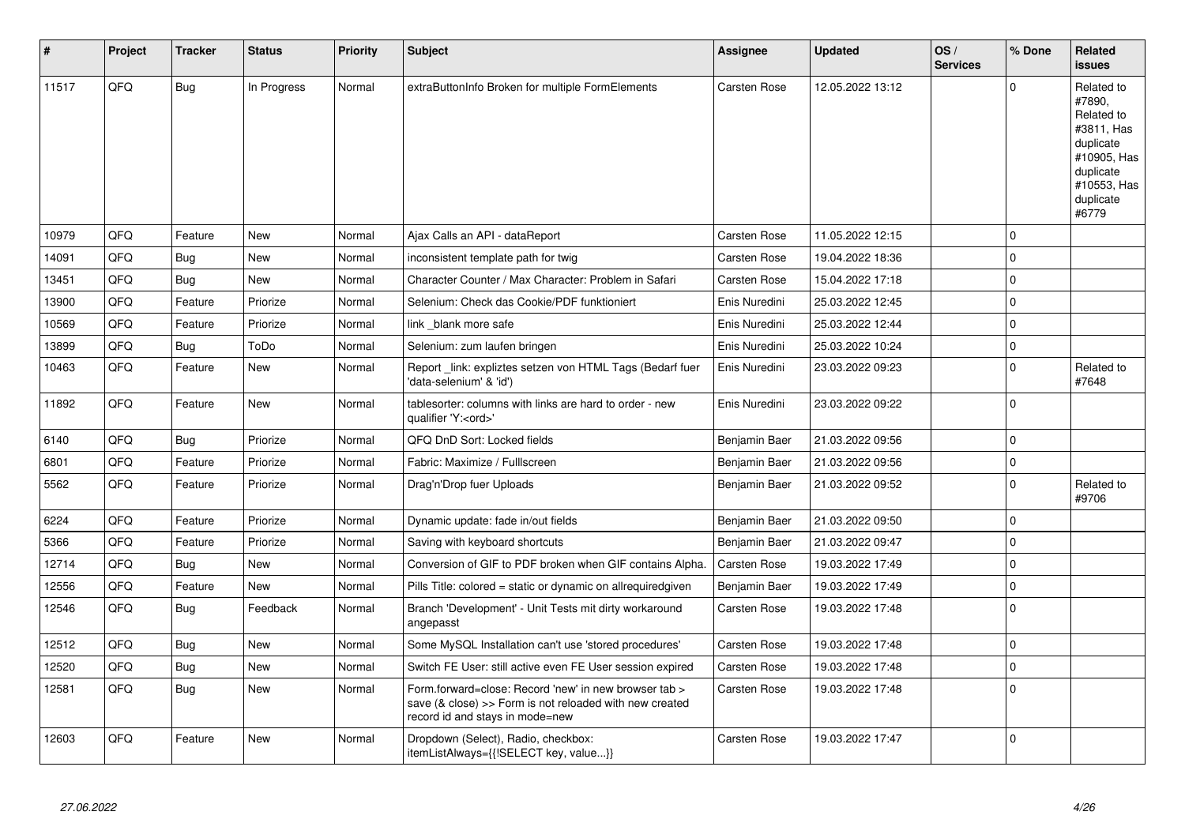| # | Project | Tracker | Status | Priority | Subject | Assignee | Updated | OS / Services | % Done | Related issues |
|---|---|---|---|---|---|---|---|---|---|---|
| 11517 | QFQ | Bug | In Progress | Normal | extraButtonInfo Broken for multiple FormElements | Carsten Rose | 12.05.2022 13:12 | | 0 | Related to #7890, Related to #3811, Has duplicate #10905, Has duplicate #10553, Has duplicate #6779 |
| 10979 | QFQ | Feature | New | Normal | Ajax Calls an API - dataReport | Carsten Rose | 11.05.2022 12:15 | | 0 | |
| 14091 | QFQ | Bug | New | Normal | inconsistent template path for twig | Carsten Rose | 19.04.2022 18:36 | | 0 | |
| 13451 | QFQ | Bug | New | Normal | Character Counter / Max Character: Problem in Safari | Carsten Rose | 15.04.2022 17:18 | | 0 | |
| 13900 | QFQ | Feature | Priorize | Normal | Selenium: Check das Cookie/PDF funktioniert | Enis Nuredini | 25.03.2022 12:45 | | 0 | |
| 10569 | QFQ | Feature | Priorize | Normal | link _blank more safe | Enis Nuredini | 25.03.2022 12:44 | | 0 | |
| 13899 | QFQ | Bug | ToDo | Normal | Selenium: zum laufen bringen | Enis Nuredini | 25.03.2022 10:24 | | 0 | |
| 10463 | QFQ | Feature | New | Normal | Report _link: expliztes setzen von HTML Tags (Bedarf fuer 'data-selenium' & 'id') | Enis Nuredini | 23.03.2022 09:23 | | 0 | Related to #7648 |
| 11892 | QFQ | Feature | New | Normal | tablesorter: columns with links are hard to order - new qualifier 'Y:<ord>' | Enis Nuredini | 23.03.2022 09:22 | | 0 | |
| 6140 | QFQ | Bug | Priorize | Normal | QFQ DnD Sort: Locked fields | Benjamin Baer | 21.03.2022 09:56 | | 0 | |
| 6801 | QFQ | Feature | Priorize | Normal | Fabric: Maximize / Fulllscreen | Benjamin Baer | 21.03.2022 09:56 | | 0 | |
| 5562 | QFQ | Feature | Priorize | Normal | Drag'n'Drop fuer Uploads | Benjamin Baer | 21.03.2022 09:52 | | 0 | Related to #9706 |
| 6224 | QFQ | Feature | Priorize | Normal | Dynamic update: fade in/out fields | Benjamin Baer | 21.03.2022 09:50 | | 0 | |
| 5366 | QFQ | Feature | Priorize | Normal | Saving with keyboard shortcuts | Benjamin Baer | 21.03.2022 09:47 | | 0 | |
| 12714 | QFQ | Bug | New | Normal | Conversion of GIF to PDF broken when GIF contains Alpha. | Carsten Rose | 19.03.2022 17:49 | | 0 | |
| 12556 | QFQ | Feature | New | Normal | Pills Title: colored = static or dynamic on allrequiredgiven | Benjamin Baer | 19.03.2022 17:49 | | 0 | |
| 12546 | QFQ | Bug | Feedback | Normal | Branch 'Development' - Unit Tests mit dirty workaround angepasst | Carsten Rose | 19.03.2022 17:48 | | 0 | |
| 12512 | QFQ | Bug | New | Normal | Some MySQL Installation can't use 'stored procedures' | Carsten Rose | 19.03.2022 17:48 | | 0 | |
| 12520 | QFQ | Bug | New | Normal | Switch FE User: still active even FE User session expired | Carsten Rose | 19.03.2022 17:48 | | 0 | |
| 12581 | QFQ | Bug | New | Normal | Form.forward=close: Record 'new' in new browser tab > save (& close) >> Form is not reloaded with new created record id and stays in mode=new | Carsten Rose | 19.03.2022 17:48 | | 0 | |
| 12603 | QFQ | Feature | New | Normal | Dropdown (Select), Radio, checkbox: itemListAlways={{!SELECT key, value...}} | Carsten Rose | 19.03.2022 17:47 | | 0 | |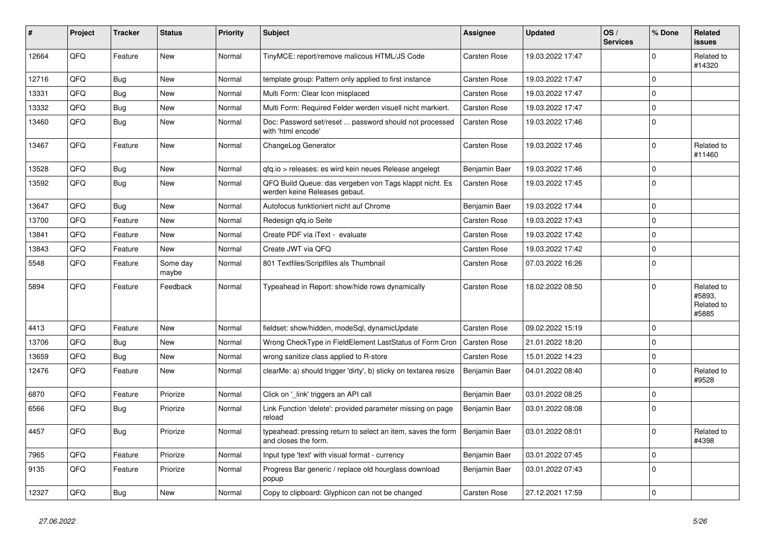| # | Project | Tracker | Status | Priority | Subject | Assignee | Updated | OS / Services | % Done | Related issues |
|---|---|---|---|---|---|---|---|---|---|---|
| 12664 | QFQ | Feature | New | Normal | TinyMCE: report/remove malicous HTML/JS Code | Carsten Rose | 19.03.2022 17:47 | | 0 | Related to #14320 |
| 12716 | QFQ | Bug | New | Normal | template group: Pattern only applied to first instance | Carsten Rose | 19.03.2022 17:47 | | 0 | |
| 13331 | QFQ | Bug | New | Normal | Multi Form: Clear Icon misplaced | Carsten Rose | 19.03.2022 17:47 | | 0 | |
| 13332 | QFQ | Bug | New | Normal | Multi Form: Required Felder werden visuell nicht markiert. | Carsten Rose | 19.03.2022 17:47 | | 0 | |
| 13460 | QFQ | Bug | New | Normal | Doc: Password set/reset ... password should not processed with 'html encode' | Carsten Rose | 19.03.2022 17:46 | | 0 | |
| 13467 | QFQ | Feature | New | Normal | ChangeLog Generator | Carsten Rose | 19.03.2022 17:46 | | 0 | Related to #11460 |
| 13528 | QFQ | Bug | New | Normal | qfq.io > releases: es wird kein neues Release angelegt | Benjamin Baer | 19.03.2022 17:46 | | 0 | |
| 13592 | QFQ | Bug | New | Normal | QFQ Build Queue: das vergeben von Tags klappt nicht. Es werden keine Releases gebaut. | Carsten Rose | 19.03.2022 17:45 | | 0 | |
| 13647 | QFQ | Bug | New | Normal | Autofocus funktioniert nicht auf Chrome | Benjamin Baer | 19.03.2022 17:44 | | 0 | |
| 13700 | QFQ | Feature | New | Normal | Redesign qfq.io Seite | Carsten Rose | 19.03.2022 17:43 | | 0 | |
| 13841 | QFQ | Feature | New | Normal | Create PDF via iText - evaluate | Carsten Rose | 19.03.2022 17:42 | | 0 | |
| 13843 | QFQ | Feature | New | Normal | Create JWT via QFQ | Carsten Rose | 19.03.2022 17:42 | | 0 | |
| 5548 | QFQ | Feature | Some day maybe | Normal | 801 Textfiles/Scriptfiles als Thumbnail | Carsten Rose | 07.03.2022 16:26 | | 0 | |
| 5894 | QFQ | Feature | Feedback | Normal | Typeahead in Report: show/hide rows dynamically | Carsten Rose | 18.02.2022 08:50 | | 0 | Related to #5893, Related to #5885 |
| 4413 | QFQ | Feature | New | Normal | fieldset: show/hidden, modeSql, dynamicUpdate | Carsten Rose | 09.02.2022 15:19 | | 0 | |
| 13706 | QFQ | Bug | New | Normal | Wrong CheckType in FieldElement LastStatus of Form Cron | Carsten Rose | 21.01.2022 18:20 | | 0 | |
| 13659 | QFQ | Bug | New | Normal | wrong sanitize class applied to R-store | Carsten Rose | 15.01.2022 14:23 | | 0 | |
| 12476 | QFQ | Feature | New | Normal | clearMe: a) should trigger 'dirty', b) sticky on textarea resize | Benjamin Baer | 04.01.2022 08:40 | | 0 | Related to #9528 |
| 6870 | QFQ | Feature | Priorize | Normal | Click on '_link' triggers an API call | Benjamin Baer | 03.01.2022 08:25 | | 0 | |
| 6566 | QFQ | Bug | Priorize | Normal | Link Function 'delete': provided parameter missing on page reload | Benjamin Baer | 03.01.2022 08:08 | | 0 | |
| 4457 | QFQ | Bug | Priorize | Normal | typeahead: pressing return to select an item, saves the form and closes the form. | Benjamin Baer | 03.01.2022 08:01 | | 0 | Related to #4398 |
| 7965 | QFQ | Feature | Priorize | Normal | Input type 'text' with visual format - currency | Benjamin Baer | 03.01.2022 07:45 | | 0 | |
| 9135 | QFQ | Feature | Priorize | Normal | Progress Bar generic / replace old hourglass download popup | Benjamin Baer | 03.01.2022 07:43 | | 0 | |
| 12327 | QFQ | Bug | New | Normal | Copy to clipboard: Glyphicon can not be changed | Carsten Rose | 27.12.2021 17:59 | | 0 | |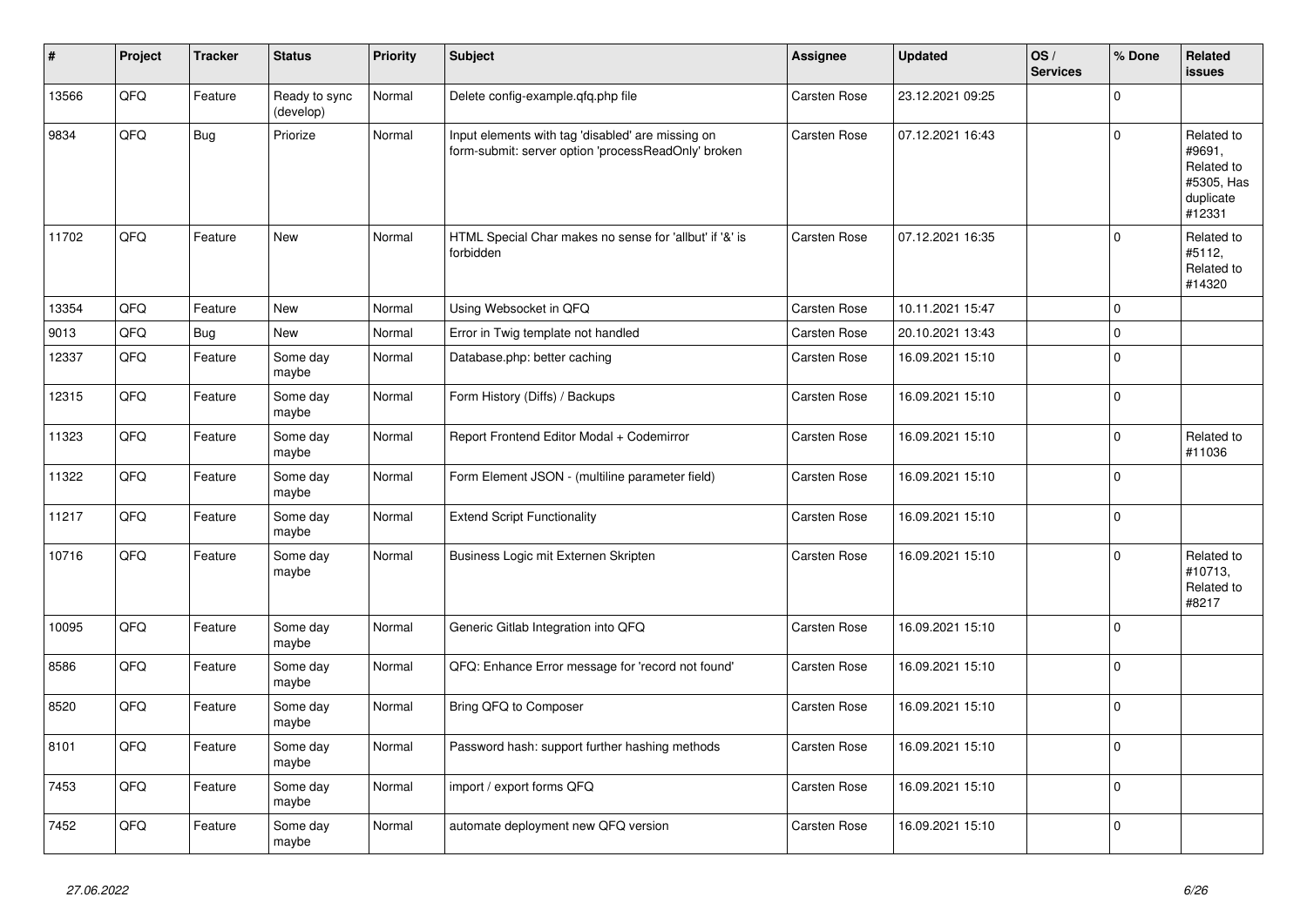| # | Project | Tracker | Status | Priority | Subject | Assignee | Updated | OS / Services | % Done | Related issues |
|---|---|---|---|---|---|---|---|---|---|---|
| 13566 | QFQ | Feature | Ready to sync (develop) | Normal | Delete config-example.qfq.php file | Carsten Rose | 23.12.2021 09:25 | | 0 | |
| 9834 | QFQ | Bug | Priorize | Normal | Input elements with tag 'disabled' are missing on form-submit: server option 'processReadOnly' broken | Carsten Rose | 07.12.2021 16:43 | | 0 | Related to #9691, Related to #5305, Has duplicate #12331 |
| 11702 | QFQ | Feature | New | Normal | HTML Special Char makes no sense for 'allbut' if '&' is forbidden | Carsten Rose | 07.12.2021 16:35 | | 0 | Related to #5112, Related to #14320 |
| 13354 | QFQ | Feature | New | Normal | Using Websocket in QFQ | Carsten Rose | 10.11.2021 15:47 | | 0 | |
| 9013 | QFQ | Bug | New | Normal | Error in Twig template not handled | Carsten Rose | 20.10.2021 13:43 | | 0 | |
| 12337 | QFQ | Feature | Some day maybe | Normal | Database.php: better caching | Carsten Rose | 16.09.2021 15:10 | | 0 | |
| 12315 | QFQ | Feature | Some day maybe | Normal | Form History (Diffs) / Backups | Carsten Rose | 16.09.2021 15:10 | | 0 | |
| 11323 | QFQ | Feature | Some day maybe | Normal | Report Frontend Editor Modal + Codemirror | Carsten Rose | 16.09.2021 15:10 | | 0 | Related to #11036 |
| 11322 | QFQ | Feature | Some day maybe | Normal | Form Element JSON - (multiline parameter field) | Carsten Rose | 16.09.2021 15:10 | | 0 | |
| 11217 | QFQ | Feature | Some day maybe | Normal | Extend Script Functionality | Carsten Rose | 16.09.2021 15:10 | | 0 | |
| 10716 | QFQ | Feature | Some day maybe | Normal | Business Logic mit Externen Skripten | Carsten Rose | 16.09.2021 15:10 | | 0 | Related to #10713, Related to #8217 |
| 10095 | QFQ | Feature | Some day maybe | Normal | Generic Gitlab Integration into QFQ | Carsten Rose | 16.09.2021 15:10 | | 0 | |
| 8586 | QFQ | Feature | Some day maybe | Normal | QFQ: Enhance Error message for 'record not found' | Carsten Rose | 16.09.2021 15:10 | | 0 | |
| 8520 | QFQ | Feature | Some day maybe | Normal | Bring QFQ to Composer | Carsten Rose | 16.09.2021 15:10 | | 0 | |
| 8101 | QFQ | Feature | Some day maybe | Normal | Password hash: support further hashing methods | Carsten Rose | 16.09.2021 15:10 | | 0 | |
| 7453 | QFQ | Feature | Some day maybe | Normal | import / export forms QFQ | Carsten Rose | 16.09.2021 15:10 | | 0 | |
| 7452 | QFQ | Feature | Some day maybe | Normal | automate deployment new QFQ version | Carsten Rose | 16.09.2021 15:10 | | 0 | |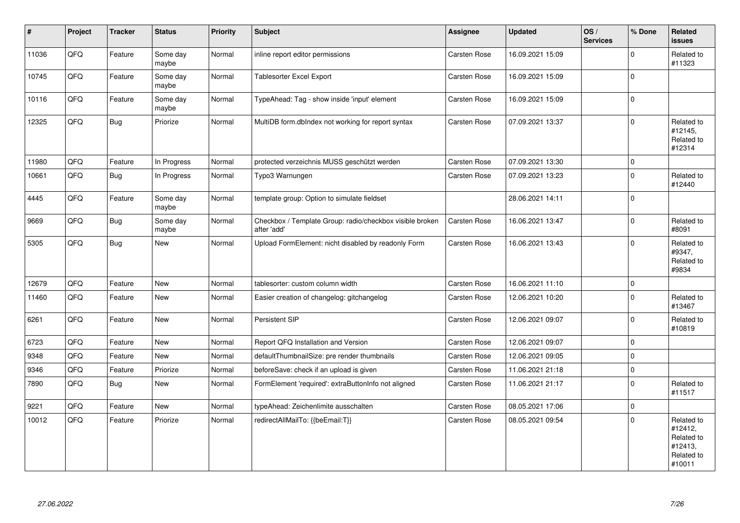| # | Project | Tracker | Status | Priority | Subject | Assignee | Updated | OS / Services | % Done | Related issues |
|---|---|---|---|---|---|---|---|---|---|---|
| 11036 | QFQ | Feature | Some day maybe | Normal | inline report editor permissions | Carsten Rose | 16.09.2021 15:09 | | 0 | Related to #11323 |
| 10745 | QFQ | Feature | Some day maybe | Normal | Tablesorter Excel Export | Carsten Rose | 16.09.2021 15:09 | | 0 | |
| 10116 | QFQ | Feature | Some day maybe | Normal | TypeAhead: Tag - show inside 'input' element | Carsten Rose | 16.09.2021 15:09 | | 0 | |
| 12325 | QFQ | Bug | Priorize | Normal | MultiDB form.dbIndex not working for report syntax | Carsten Rose | 07.09.2021 13:37 | | 0 | Related to #12145, Related to #12314 |
| 11980 | QFQ | Feature | In Progress | Normal | protected verzeichnis MUSS geschützt werden | Carsten Rose | 07.09.2021 13:30 | | 0 | |
| 10661 | QFQ | Bug | In Progress | Normal | Typo3 Warnungen | Carsten Rose | 07.09.2021 13:23 | | 0 | Related to #12440 |
| 4445 | QFQ | Feature | Some day maybe | Normal | template group: Option to simulate fieldset | | 28.06.2021 14:11 | | 0 | |
| 9669 | QFQ | Bug | Some day maybe | Normal | Checkbox / Template Group: radio/checkbox visible broken after 'add' | Carsten Rose | 16.06.2021 13:47 | | 0 | Related to #8091 |
| 5305 | QFQ | Bug | New | Normal | Upload FormElement: nicht disabled by readonly Form | Carsten Rose | 16.06.2021 13:43 | | 0 | Related to #9347, Related to #9834 |
| 12679 | QFQ | Feature | New | Normal | tablesorter: custom column width | Carsten Rose | 16.06.2021 11:10 | | 0 | |
| 11460 | QFQ | Feature | New | Normal | Easier creation of changelog: gitchangelog | Carsten Rose | 12.06.2021 10:20 | | 0 | Related to #13467 |
| 6261 | QFQ | Feature | New | Normal | Persistent SIP | Carsten Rose | 12.06.2021 09:07 | | 0 | Related to #10819 |
| 6723 | QFQ | Feature | New | Normal | Report QFQ Installation and Version | Carsten Rose | 12.06.2021 09:07 | | 0 | |
| 9348 | QFQ | Feature | New | Normal | defaultThumbnailSize: pre render thumbnails | Carsten Rose | 12.06.2021 09:05 | | 0 | |
| 9346 | QFQ | Feature | Priorize | Normal | beforeSave: check if an upload is given | Carsten Rose | 11.06.2021 21:18 | | 0 | |
| 7890 | QFQ | Bug | New | Normal | FormElement 'required': extraButtonInfo not aligned | Carsten Rose | 11.06.2021 21:17 | | 0 | Related to #11517 |
| 9221 | QFQ | Feature | New | Normal | typeAhead: Zeichenlimite ausschalten | Carsten Rose | 08.05.2021 17:06 | | 0 | |
| 10012 | QFQ | Feature | Priorize | Normal | redirectAllMailTo: {{beEmail:T}} | Carsten Rose | 08.05.2021 09:54 | | 0 | Related to #12412, Related to #12413, Related to #10011 |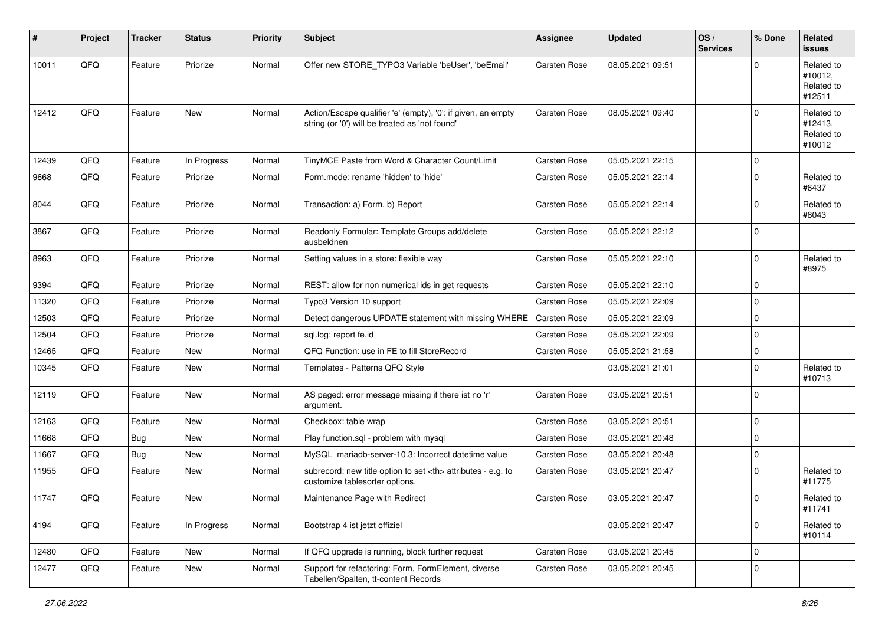| # | Project | Tracker | Status | Priority | Subject | Assignee | Updated | OS / Services | % Done | Related issues |
|---|---|---|---|---|---|---|---|---|---|---|
| 10011 | QFQ | Feature | Priorize | Normal | Offer new STORE_TYPO3 Variable 'beUser', 'beEmail' | Carsten Rose | 08.05.2021 09:51 | | 0 | Related to #10012, Related to #12511 |
| 12412 | QFQ | Feature | New | Normal | Action/Escape qualifier 'e' (empty), '0': if given, an empty string (or '0') will be treated as 'not found' | Carsten Rose | 08.05.2021 09:40 | | 0 | Related to #12413, Related to #10012 |
| 12439 | QFQ | Feature | In Progress | Normal | TinyMCE Paste from Word & Character Count/Limit | Carsten Rose | 05.05.2021 22:15 | | 0 | |
| 9668 | QFQ | Feature | Priorize | Normal | Form.mode: rename 'hidden' to 'hide' | Carsten Rose | 05.05.2021 22:14 | | 0 | Related to #6437 |
| 8044 | QFQ | Feature | Priorize | Normal | Transaction: a) Form, b) Report | Carsten Rose | 05.05.2021 22:14 | | 0 | Related to #8043 |
| 3867 | QFQ | Feature | Priorize | Normal | Readonly Formular: Template Groups add/delete ausbeldnen | Carsten Rose | 05.05.2021 22:12 | | 0 | |
| 8963 | QFQ | Feature | Priorize | Normal | Setting values in a store: flexible way | Carsten Rose | 05.05.2021 22:10 | | 0 | Related to #8975 |
| 9394 | QFQ | Feature | Priorize | Normal | REST: allow for non numerical ids in get requests | Carsten Rose | 05.05.2021 22:10 | | 0 | |
| 11320 | QFQ | Feature | Priorize | Normal | Typo3 Version 10 support | Carsten Rose | 05.05.2021 22:09 | | 0 | |
| 12503 | QFQ | Feature | Priorize | Normal | Detect dangerous UPDATE statement with missing WHERE | Carsten Rose | 05.05.2021 22:09 | | 0 | |
| 12504 | QFQ | Feature | Priorize | Normal | sql.log: report fe.id | Carsten Rose | 05.05.2021 22:09 | | 0 | |
| 12465 | QFQ | Feature | New | Normal | QFQ Function: use in FE to fill StoreRecord | Carsten Rose | 05.05.2021 21:58 | | 0 | |
| 10345 | QFQ | Feature | New | Normal | Templates - Patterns QFQ Style | | 03.05.2021 21:01 | | 0 | Related to #10713 |
| 12119 | QFQ | Feature | New | Normal | AS paged: error message missing if there ist no 'r' argument. | Carsten Rose | 03.05.2021 20:51 | | 0 | |
| 12163 | QFQ | Feature | New | Normal | Checkbox: table wrap | Carsten Rose | 03.05.2021 20:51 | | 0 | |
| 11668 | QFQ | Bug | New | Normal | Play function.sql - problem with mysql | Carsten Rose | 03.05.2021 20:48 | | 0 | |
| 11667 | QFQ | Bug | New | Normal | MySQL mariadb-server-10.3: Incorrect datetime value | Carsten Rose | 03.05.2021 20:48 | | 0 | |
| 11955 | QFQ | Feature | New | Normal | subrecord: new title option to set <th> attributes - e.g. to customize tablesorter options. | Carsten Rose | 03.05.2021 20:47 | | 0 | Related to #11775 |
| 11747 | QFQ | Feature | New | Normal | Maintenance Page with Redirect | Carsten Rose | 03.05.2021 20:47 | | 0 | Related to #11741 |
| 4194 | QFQ | Feature | In Progress | Normal | Bootstrap 4 ist jetzt offiziel | | 03.05.2021 20:47 | | 0 | Related to #10114 |
| 12480 | QFQ | Feature | New | Normal | If QFQ upgrade is running, block further request | Carsten Rose | 03.05.2021 20:45 | | 0 | |
| 12477 | QFQ | Feature | New | Normal | Support for refactoring: Form, FormElement, diverse Tabellen/Spalten, tt-content Records | Carsten Rose | 03.05.2021 20:45 | | 0 | |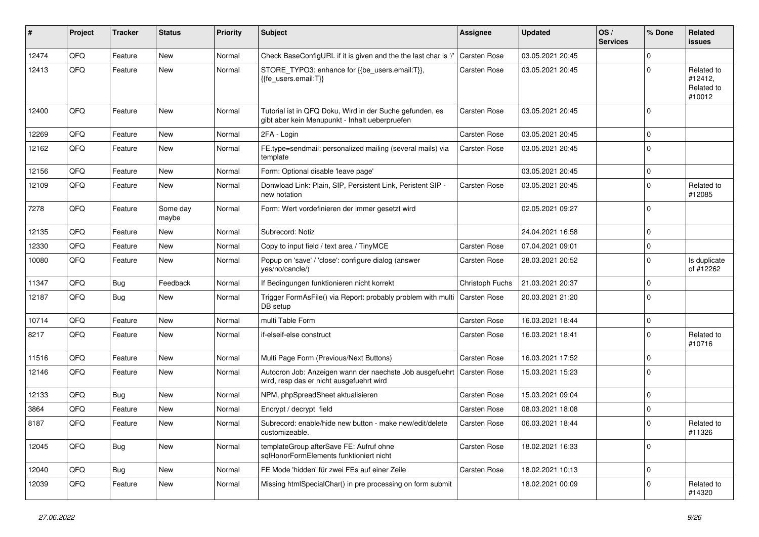| # | Project | Tracker | Status | Priority | Subject | Assignee | Updated | OS / Services | % Done | Related issues |
|---|---|---|---|---|---|---|---|---|---|---|
| 12474 | QFQ | Feature | New | Normal | Check BaseConfigURL if it is given and the the last char is '/' | Carsten Rose | 03.05.2021 20:45 | | 0 | |
| 12413 | QFQ | Feature | New | Normal | STORE_TYPO3: enhance for {{be_users.email:T}}, {{fe_users.email:T}} | Carsten Rose | 03.05.2021 20:45 | | 0 | Related to #12412, Related to #10012 |
| 12400 | QFQ | Feature | New | Normal | Tutorial ist in QFQ Doku, Wird in der Suche gefunden, es gibt aber kein Menupunkt - Inhalt ueberpruefen | Carsten Rose | 03.05.2021 20:45 | | 0 | |
| 12269 | QFQ | Feature | New | Normal | 2FA - Login | Carsten Rose | 03.05.2021 20:45 | | 0 | |
| 12162 | QFQ | Feature | New | Normal | FE.type=sendmail: personalized mailing (several mails) via template | Carsten Rose | 03.05.2021 20:45 | | 0 | |
| 12156 | QFQ | Feature | New | Normal | Form: Optional disable 'leave page' | | 03.05.2021 20:45 | | 0 | |
| 12109 | QFQ | Feature | New | Normal | Donwload Link: Plain, SIP, Persistent Link, Peristent SIP - new notation | Carsten Rose | 03.05.2021 20:45 | | 0 | Related to #12085 |
| 7278 | QFQ | Feature | Some day maybe | Normal | Form: Wert vordefinieren der immer gesetzt wird | | 02.05.2021 09:27 | | 0 | |
| 12135 | QFQ | Feature | New | Normal | Subrecord: Notiz | | 24.04.2021 16:58 | | 0 | |
| 12330 | QFQ | Feature | New | Normal | Copy to input field / text area / TinyMCE | Carsten Rose | 07.04.2021 09:01 | | 0 | |
| 10080 | QFQ | Feature | New | Normal | Popup on 'save' / 'close': configure dialog (answer yes/no/cancle/) | Carsten Rose | 28.03.2021 20:52 | | 0 | Is duplicate of #12262 |
| 11347 | QFQ | Bug | Feedback | Normal | If Bedingungen funktionieren nicht korrekt | Christoph Fuchs | 21.03.2021 20:37 | | 0 | |
| 12187 | QFQ | Bug | New | Normal | Trigger FormAsFile() via Report: probably problem with multi DB setup | Carsten Rose | 20.03.2021 21:20 | | 0 | |
| 10714 | QFQ | Feature | New | Normal | multi Table Form | Carsten Rose | 16.03.2021 18:44 | | 0 | |
| 8217 | QFQ | Feature | New | Normal | if-elseif-else construct | Carsten Rose | 16.03.2021 18:41 | | 0 | Related to #10716 |
| 11516 | QFQ | Feature | New | Normal | Multi Page Form (Previous/Next Buttons) | Carsten Rose | 16.03.2021 17:52 | | 0 | |
| 12146 | QFQ | Feature | New | Normal | Autocron Job: Anzeigen wann der naechste Job ausgefuehrt wird, resp das er nicht ausgefuehrt wird | Carsten Rose | 15.03.2021 15:23 | | 0 | |
| 12133 | QFQ | Bug | New | Normal | NPM, phpSpreadSheet aktualisieren | Carsten Rose | 15.03.2021 09:04 | | 0 | |
| 3864 | QFQ | Feature | New | Normal | Encrypt / decrypt field | Carsten Rose | 08.03.2021 18:08 | | 0 | |
| 8187 | QFQ | Feature | New | Normal | Subrecord: enable/hide new button - make new/edit/delete customizeable. | Carsten Rose | 06.03.2021 18:44 | | 0 | Related to #11326 |
| 12045 | QFQ | Bug | New | Normal | templateGroup afterSave FE: Aufruf ohne sqlHonorFormElements funktioniert nicht | Carsten Rose | 18.02.2021 16:33 | | 0 | |
| 12040 | QFQ | Bug | New | Normal | FE Mode 'hidden' für zwei FEs auf einer Zeile | Carsten Rose | 18.02.2021 10:13 | | 0 | |
| 12039 | QFQ | Feature | New | Normal | Missing htmlSpecialChar() in pre processing on form submit | | 18.02.2021 00:09 | | 0 | Related to #14320 |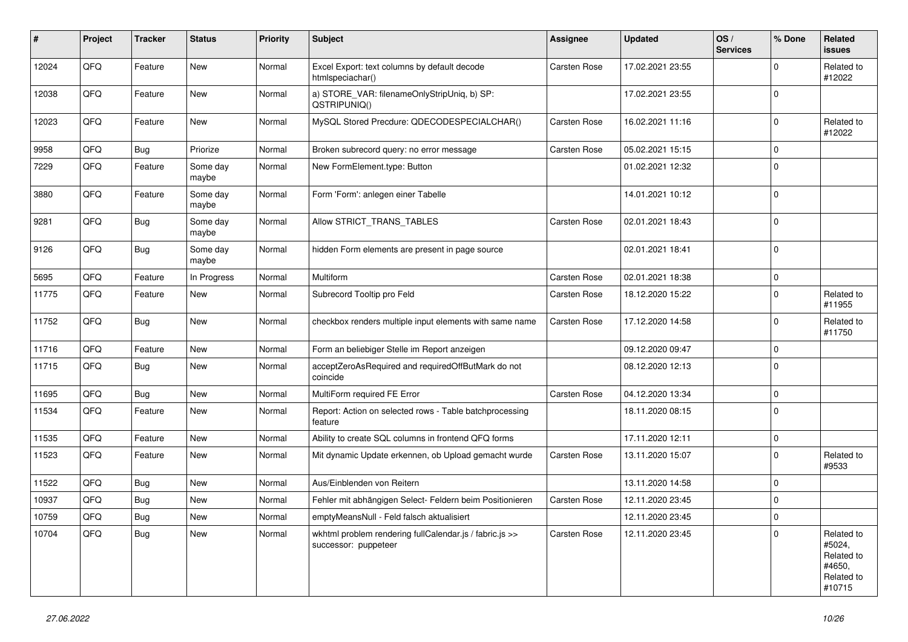| # | Project | Tracker | Status | Priority | Subject | Assignee | Updated | OS / Services | % Done | Related issues |
|---|---|---|---|---|---|---|---|---|---|---|
| 12024 | QFQ | Feature | New | Normal | Excel Export: text columns by default decode htmlspeciachar() | Carsten Rose | 17.02.2021 23:55 | | 0 | Related to #12022 |
| 12038 | QFQ | Feature | New | Normal | a) STORE_VAR: filenameOnlyStripUniq, b) SP: QSTRIPUNIQ() | | 17.02.2021 23:55 | | 0 | |
| 12023 | QFQ | Feature | New | Normal | MySQL Stored Precdure: QDECODESPECIALCHAR() | Carsten Rose | 16.02.2021 11:16 | | 0 | Related to #12022 |
| 9958 | QFQ | Bug | Priorize | Normal | Broken subrecord query: no error message | Carsten Rose | 05.02.2021 15:15 | | 0 | |
| 7229 | QFQ | Feature | Some day maybe | Normal | New FormElement.type: Button | | 01.02.2021 12:32 | | 0 | |
| 3880 | QFQ | Feature | Some day maybe | Normal | Form 'Form': anlegen einer Tabelle | | 14.01.2021 10:12 | | 0 | |
| 9281 | QFQ | Bug | Some day maybe | Normal | Allow STRICT_TRANS_TABLES | Carsten Rose | 02.01.2021 18:43 | | 0 | |
| 9126 | QFQ | Bug | Some day maybe | Normal | hidden Form elements are present in page source | | 02.01.2021 18:41 | | 0 | |
| 5695 | QFQ | Feature | In Progress | Normal | Multiform | Carsten Rose | 02.01.2021 18:38 | | 0 | |
| 11775 | QFQ | Feature | New | Normal | Subrecord Tooltip pro Feld | Carsten Rose | 18.12.2020 15:22 | | 0 | Related to #11955 |
| 11752 | QFQ | Bug | New | Normal | checkbox renders multiple input elements with same name | Carsten Rose | 17.12.2020 14:58 | | 0 | Related to #11750 |
| 11716 | QFQ | Feature | New | Normal | Form an beliebiger Stelle im Report anzeigen | | 09.12.2020 09:47 | | 0 | |
| 11715 | QFQ | Bug | New | Normal | acceptZeroAsRequired and requiredOffButMark do not coincide | | 08.12.2020 12:13 | | 0 | |
| 11695 | QFQ | Bug | New | Normal | MultiForm required FE Error | Carsten Rose | 04.12.2020 13:34 | | 0 | |
| 11534 | QFQ | Feature | New | Normal | Report: Action on selected rows - Table batchprocessing feature | | 18.11.2020 08:15 | | 0 | |
| 11535 | QFQ | Feature | New | Normal | Ability to create SQL columns in frontend QFQ forms | | 17.11.2020 12:11 | | 0 | |
| 11523 | QFQ | Feature | New | Normal | Mit dynamic Update erkennen, ob Upload gemacht wurde | Carsten Rose | 13.11.2020 15:07 | | 0 | Related to #9533 |
| 11522 | QFQ | Bug | New | Normal | Aus/Einblenden von Reitern | | 13.11.2020 14:58 | | 0 | |
| 10937 | QFQ | Bug | New | Normal | Fehler mit abhängigen Select- Feldern beim Positionieren | Carsten Rose | 12.11.2020 23:45 | | 0 | |
| 10759 | QFQ | Bug | New | Normal | emptyMeansNull - Feld falsch aktualisiert | | 12.11.2020 23:45 | | 0 | |
| 10704 | QFQ | Bug | New | Normal | wkhtml problem rendering fullCalendar.js / fabric.js >> successor: puppeteer | Carsten Rose | 12.11.2020 23:45 | | 0 | Related to #5024, Related to #4650, Related to #10715 |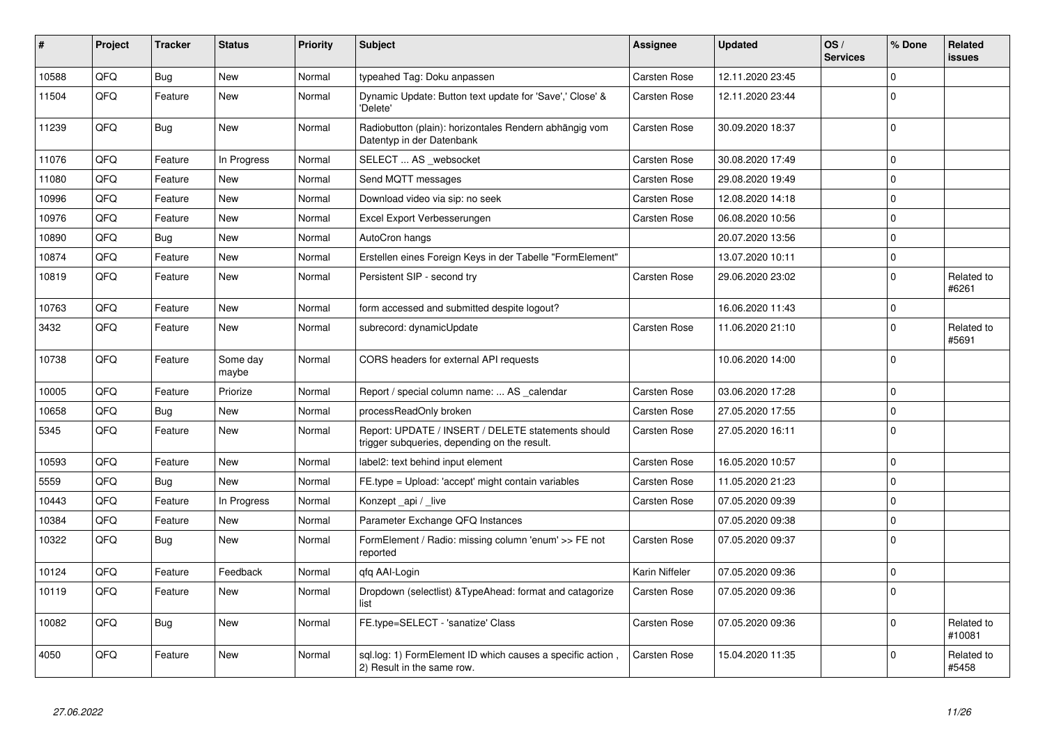| # | Project | Tracker | Status | Priority | Subject | Assignee | Updated | OS / Services | % Done | Related issues |
|---|---|---|---|---|---|---|---|---|---|---|
| 10588 | QFQ | Bug | New | Normal | typeahed Tag: Doku anpassen | Carsten Rose | 12.11.2020 23:45 | | 0 | |
| 11504 | QFQ | Feature | New | Normal | Dynamic Update: Button text update for 'Save',' Close' & 'Delete' | Carsten Rose | 12.11.2020 23:44 | | 0 | |
| 11239 | QFQ | Bug | New | Normal | Radiobutton (plain): horizontales Rendern abhängig vom Datentyp in der Datenbank | Carsten Rose | 30.09.2020 18:37 | | 0 | |
| 11076 | QFQ | Feature | In Progress | Normal | SELECT ... AS _websocket | Carsten Rose | 30.08.2020 17:49 | | 0 | |
| 11080 | QFQ | Feature | New | Normal | Send MQTT messages | Carsten Rose | 29.08.2020 19:49 | | 0 | |
| 10996 | QFQ | Feature | New | Normal | Download video via sip: no seek | Carsten Rose | 12.08.2020 14:18 | | 0 | |
| 10976 | QFQ | Feature | New | Normal | Excel Export Verbesserungen | Carsten Rose | 06.08.2020 10:56 | | 0 | |
| 10890 | QFQ | Bug | New | Normal | AutoCron hangs | | 20.07.2020 13:56 | | 0 | |
| 10874 | QFQ | Feature | New | Normal | Erstellen eines Foreign Keys in der Tabelle "FormElement" | | 13.07.2020 10:11 | | 0 | |
| 10819 | QFQ | Feature | New | Normal | Persistent SIP - second try | Carsten Rose | 29.06.2020 23:02 | | 0 | Related to #6261 |
| 10763 | QFQ | Feature | New | Normal | form accessed and submitted despite logout? | | 16.06.2020 11:43 | | 0 | |
| 3432 | QFQ | Feature | New | Normal | subrecord: dynamicUpdate | Carsten Rose | 11.06.2020 21:10 | | 0 | Related to #5691 |
| 10738 | QFQ | Feature | Some day maybe | Normal | CORS headers for external API requests | | 10.06.2020 14:00 | | 0 | |
| 10005 | QFQ | Feature | Priorize | Normal | Report / special column name: ... AS _calendar | Carsten Rose | 03.06.2020 17:28 | | 0 | |
| 10658 | QFQ | Bug | New | Normal | processReadOnly broken | Carsten Rose | 27.05.2020 17:55 | | 0 | |
| 5345 | QFQ | Feature | New | Normal | Report: UPDATE / INSERT / DELETE statements should trigger subqueries, depending on the result. | Carsten Rose | 27.05.2020 16:11 | | 0 | |
| 10593 | QFQ | Feature | New | Normal | label2: text behind input element | Carsten Rose | 16.05.2020 10:57 | | 0 | |
| 5559 | QFQ | Bug | New | Normal | FE.type = Upload: 'accept' might contain variables | Carsten Rose | 11.05.2020 21:23 | | 0 | |
| 10443 | QFQ | Feature | In Progress | Normal | Konzept _api / _live | Carsten Rose | 07.05.2020 09:39 | | 0 | |
| 10384 | QFQ | Feature | New | Normal | Parameter Exchange QFQ Instances | | 07.05.2020 09:38 | | 0 | |
| 10322 | QFQ | Bug | New | Normal | FormElement / Radio: missing column 'enum' >> FE not reported | Carsten Rose | 07.05.2020 09:37 | | 0 | |
| 10124 | QFQ | Feature | Feedback | Normal | qfq AAI-Login | Karin Niffeler | 07.05.2020 09:36 | | 0 | |
| 10119 | QFQ | Feature | New | Normal | Dropdown (selectlist) &TypeAhead: format and catagorize list | Carsten Rose | 07.05.2020 09:36 | | 0 | |
| 10082 | QFQ | Bug | New | Normal | FE.type=SELECT - 'sanatize' Class | Carsten Rose | 07.05.2020 09:36 | | 0 | Related to #10081 |
| 4050 | QFQ | Feature | New | Normal | sql.log: 1) FormElement ID which causes a specific action , 2) Result in the same row. | Carsten Rose | 15.04.2020 11:35 | | 0 | Related to #5458 |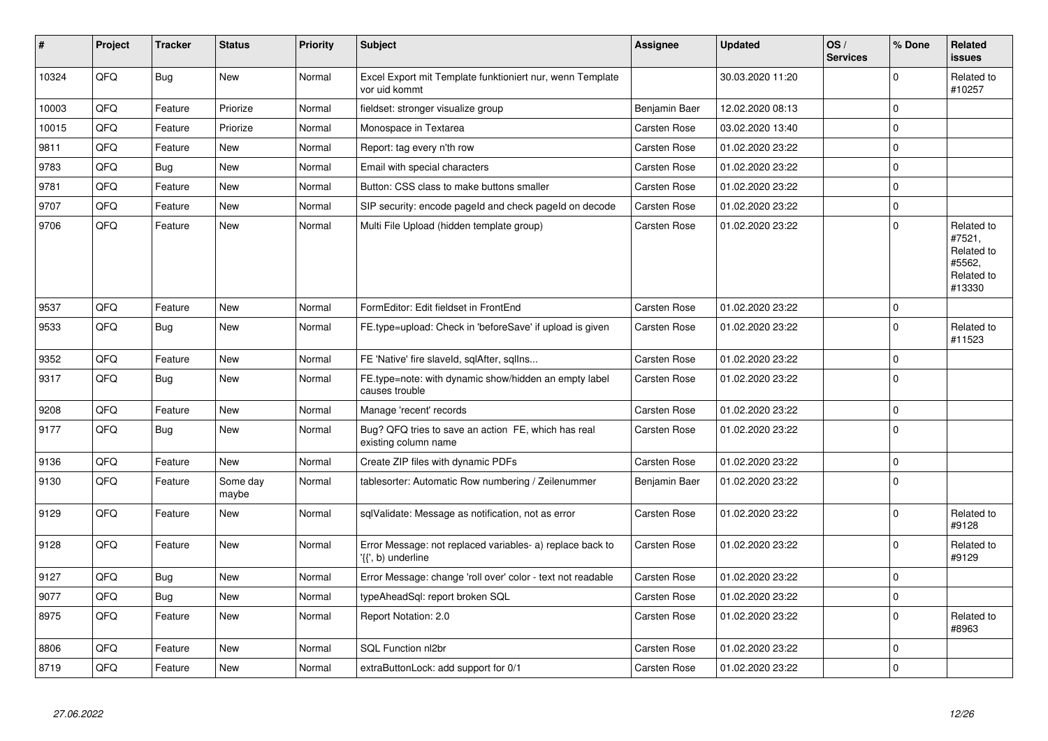| # | Project | Tracker | Status | Priority | Subject | Assignee | Updated | OS / Services | % Done | Related issues |
|---|---|---|---|---|---|---|---|---|---|---|
| 10324 | QFQ | Bug | New | Normal | Excel Export mit Template funktioniert nur, wenn Template vor uid kommt | | 30.03.2020 11:20 | | 0 | Related to #10257 |
| 10003 | QFQ | Feature | Priorize | Normal | fieldset: stronger visualize group | Benjamin Baer | 12.02.2020 08:13 | | 0 | |
| 10015 | QFQ | Feature | Priorize | Normal | Monospace in Textarea | Carsten Rose | 03.02.2020 13:40 | | 0 | |
| 9811 | QFQ | Feature | New | Normal | Report: tag every n'th row | Carsten Rose | 01.02.2020 23:22 | | 0 | |
| 9783 | QFQ | Bug | New | Normal | Email with special characters | Carsten Rose | 01.02.2020 23:22 | | 0 | |
| 9781 | QFQ | Feature | New | Normal | Button: CSS class to make buttons smaller | Carsten Rose | 01.02.2020 23:22 | | 0 | |
| 9707 | QFQ | Feature | New | Normal | SIP security: encode pageId and check pageId on decode | Carsten Rose | 01.02.2020 23:22 | | 0 | |
| 9706 | QFQ | Feature | New | Normal | Multi File Upload (hidden template group) | Carsten Rose | 01.02.2020 23:22 | | 0 | Related to #7521, Related to #5562, Related to #13330 |
| 9537 | QFQ | Feature | New | Normal | FormEditor: Edit fieldset in FrontEnd | Carsten Rose | 01.02.2020 23:22 | | 0 | |
| 9533 | QFQ | Bug | New | Normal | FE.type=upload: Check in 'beforeSave' if upload is given | Carsten Rose | 01.02.2020 23:22 | | 0 | Related to #11523 |
| 9352 | QFQ | Feature | New | Normal | FE 'Native' fire slaveId, sqlAfter, sqlIns... | Carsten Rose | 01.02.2020 23:22 | | 0 | |
| 9317 | QFQ | Bug | New | Normal | FE.type=note: with dynamic show/hidden an empty label causes trouble | Carsten Rose | 01.02.2020 23:22 | | 0 | |
| 9208 | QFQ | Feature | New | Normal | Manage 'recent' records | Carsten Rose | 01.02.2020 23:22 | | 0 | |
| 9177 | QFQ | Bug | New | Normal | Bug? QFQ tries to save an action FE, which has real existing column name | Carsten Rose | 01.02.2020 23:22 | | 0 | |
| 9136 | QFQ | Feature | New | Normal | Create ZIP files with dynamic PDFs | Carsten Rose | 01.02.2020 23:22 | | 0 | |
| 9130 | QFQ | Feature | Some day maybe | Normal | tablesorter: Automatic Row numbering / Zeilenummer | Benjamin Baer | 01.02.2020 23:22 | | 0 | |
| 9129 | QFQ | Feature | New | Normal | sqlValidate: Message as notification, not as error | Carsten Rose | 01.02.2020 23:22 | | 0 | Related to #9128 |
| 9128 | QFQ | Feature | New | Normal | Error Message: not replaced variables- a) replace back to '{{', b) underline | Carsten Rose | 01.02.2020 23:22 | | 0 | Related to #9129 |
| 9127 | QFQ | Bug | New | Normal | Error Message: change 'roll over' color - text not readable | Carsten Rose | 01.02.2020 23:22 | | 0 | |
| 9077 | QFQ | Bug | New | Normal | typeAheadSql: report broken SQL | Carsten Rose | 01.02.2020 23:22 | | 0 | |
| 8975 | QFQ | Feature | New | Normal | Report Notation: 2.0 | Carsten Rose | 01.02.2020 23:22 | | 0 | Related to #8963 |
| 8806 | QFQ | Feature | New | Normal | SQL Function nl2br | Carsten Rose | 01.02.2020 23:22 | | 0 | |
| 8719 | QFQ | Feature | New | Normal | extraButtonLock: add support for 0/1 | Carsten Rose | 01.02.2020 23:22 | | 0 | |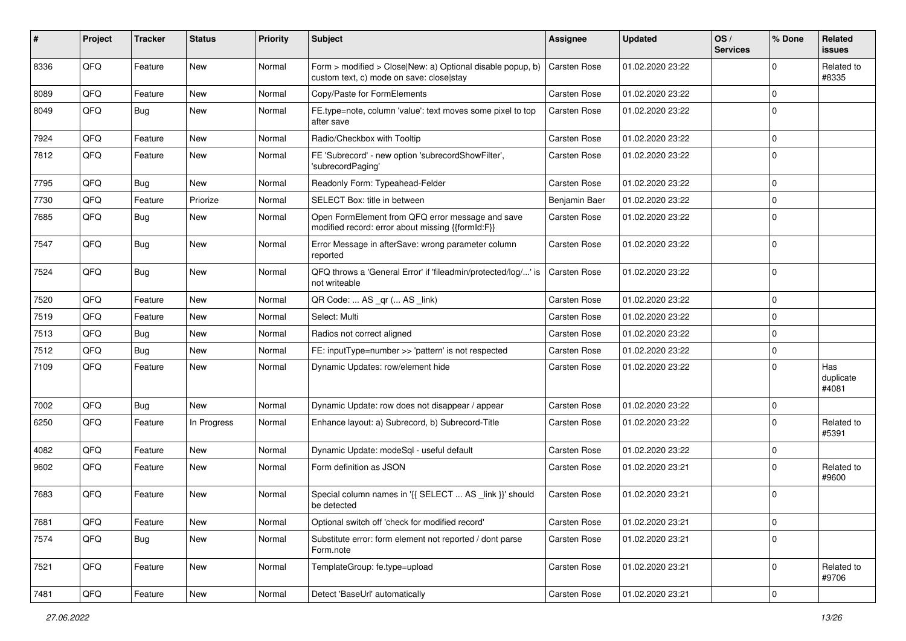| # | Project | Tracker | Status | Priority | Subject | Assignee | Updated | OS / Services | % Done | Related issues |
|---|---|---|---|---|---|---|---|---|---|---|
| 8336 | QFQ | Feature | New | Normal | Form > modified > Close\|New: a) Optional disable popup, b) custom text, c) mode on save: close\|stay | Carsten Rose | 01.02.2020 23:22 | | 0 | Related to #8335 |
| 8089 | QFQ | Feature | New | Normal | Copy/Paste for FormElements | Carsten Rose | 01.02.2020 23:22 | | 0 | |
| 8049 | QFQ | Bug | New | Normal | FE.type=note, column 'value': text moves some pixel to top after save | Carsten Rose | 01.02.2020 23:22 | | 0 | |
| 7924 | QFQ | Feature | New | Normal | Radio/Checkbox with Tooltip | Carsten Rose | 01.02.2020 23:22 | | 0 | |
| 7812 | QFQ | Feature | New | Normal | FE 'Subrecord' - new option 'subrecordShowFilter', 'subrecordPaging' | Carsten Rose | 01.02.2020 23:22 | | 0 | |
| 7795 | QFQ | Bug | New | Normal | Readonly Form: Typeahead-Felder | Carsten Rose | 01.02.2020 23:22 | | 0 | |
| 7730 | QFQ | Feature | Priorize | Normal | SELECT Box: title in between | Benjamin Baer | 01.02.2020 23:22 | | 0 | |
| 7685 | QFQ | Bug | New | Normal | Open FormElement from QFQ error message and save modified record: error about missing {{formId:F}} | Carsten Rose | 01.02.2020 23:22 | | 0 | |
| 7547 | QFQ | Bug | New | Normal | Error Message in afterSave: wrong parameter column reported | Carsten Rose | 01.02.2020 23:22 | | 0 | |
| 7524 | QFQ | Bug | New | Normal | QFQ throws a 'General Error' if 'fileadmin/protected/log/...' is not writeable | Carsten Rose | 01.02.2020 23:22 | | 0 | |
| 7520 | QFQ | Feature | New | Normal | QR Code: ... AS _qr (... AS _link) | Carsten Rose | 01.02.2020 23:22 | | 0 | |
| 7519 | QFQ | Feature | New | Normal | Select: Multi | Carsten Rose | 01.02.2020 23:22 | | 0 | |
| 7513 | QFQ | Bug | New | Normal | Radios not correct aligned | Carsten Rose | 01.02.2020 23:22 | | 0 | |
| 7512 | QFQ | Bug | New | Normal | FE: inputType=number >> 'pattern' is not respected | Carsten Rose | 01.02.2020 23:22 | | 0 | |
| 7109 | QFQ | Feature | New | Normal | Dynamic Updates: row/element hide | Carsten Rose | 01.02.2020 23:22 | | 0 | Has duplicate #4081 |
| 7002 | QFQ | Bug | New | Normal | Dynamic Update: row does not disappear / appear | Carsten Rose | 01.02.2020 23:22 | | 0 | |
| 6250 | QFQ | Feature | In Progress | Normal | Enhance layout: a) Subrecord, b) Subrecord-Title | Carsten Rose | 01.02.2020 23:22 | | 0 | Related to #5391 |
| 4082 | QFQ | Feature | New | Normal | Dynamic Update: modeSql - useful default | Carsten Rose | 01.02.2020 23:22 | | 0 | |
| 9602 | QFQ | Feature | New | Normal | Form definition as JSON | Carsten Rose | 01.02.2020 23:21 | | 0 | Related to #9600 |
| 7683 | QFQ | Feature | New | Normal | Special column names in '{{ SELECT ... AS _link }}' should be detected | Carsten Rose | 01.02.2020 23:21 | | 0 | |
| 7681 | QFQ | Feature | New | Normal | Optional switch off 'check for modified record' | Carsten Rose | 01.02.2020 23:21 | | 0 | |
| 7574 | QFQ | Bug | New | Normal | Substitute error: form element not reported / dont parse Form.note | Carsten Rose | 01.02.2020 23:21 | | 0 | |
| 7521 | QFQ | Feature | New | Normal | TemplateGroup: fe.type=upload | Carsten Rose | 01.02.2020 23:21 | | 0 | Related to #9706 |
| 7481 | QFQ | Feature | New | Normal | Detect 'BaseUrl' automatically | Carsten Rose | 01.02.2020 23:21 | | 0 | |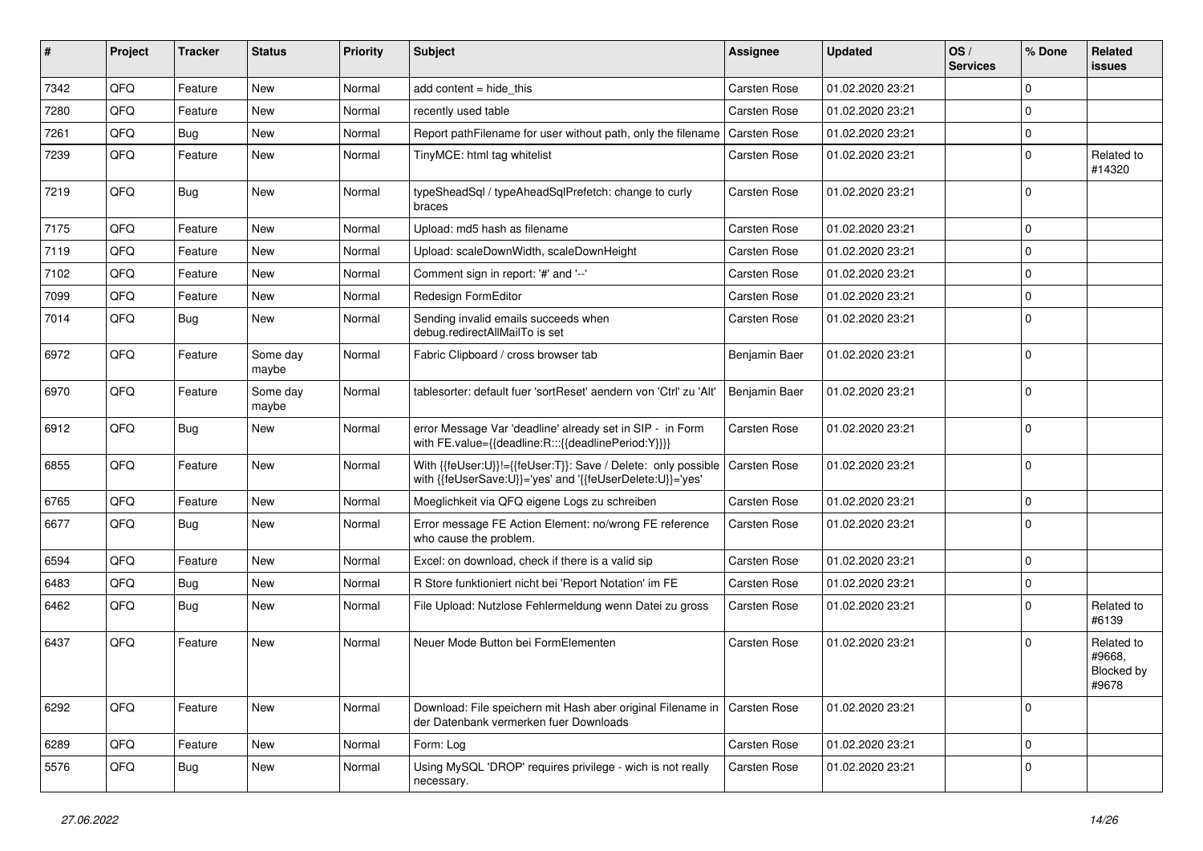| # | Project | Tracker | Status | Priority | Subject | Assignee | Updated | OS / Services | % Done | Related issues |
|---|---|---|---|---|---|---|---|---|---|---|
| 7342 | QFQ | Feature | New | Normal | add content = hide_this | Carsten Rose | 01.02.2020 23:21 | | 0 | |
| 7280 | QFQ | Feature | New | Normal | recently used table | Carsten Rose | 01.02.2020 23:21 | | 0 | |
| 7261 | QFQ | Bug | New | Normal | Report pathFilename for user without path, only the filename | Carsten Rose | 01.02.2020 23:21 | | 0 | |
| 7239 | QFQ | Feature | New | Normal | TinyMCE: html tag whitelist | Carsten Rose | 01.02.2020 23:21 | | 0 | Related to #14320 |
| 7219 | QFQ | Bug | New | Normal | typeSheadSql / typeAheadSqlPrefetch: change to curly braces | Carsten Rose | 01.02.2020 23:21 | | 0 | |
| 7175 | QFQ | Feature | New | Normal | Upload: md5 hash as filename | Carsten Rose | 01.02.2020 23:21 | | 0 | |
| 7119 | QFQ | Feature | New | Normal | Upload: scaleDownWidth, scaleDownHeight | Carsten Rose | 01.02.2020 23:21 | | 0 | |
| 7102 | QFQ | Feature | New | Normal | Comment sign in report: '#' and '--' | Carsten Rose | 01.02.2020 23:21 | | 0 | |
| 7099 | QFQ | Feature | New | Normal | Redesign FormEditor | Carsten Rose | 01.02.2020 23:21 | | 0 | |
| 7014 | QFQ | Bug | New | Normal | Sending invalid emails succeeds when debug.redirectAllMailTo is set | Carsten Rose | 01.02.2020 23:21 | | 0 | |
| 6972 | QFQ | Feature | Some day maybe | Normal | Fabric Clipboard / cross browser tab | Benjamin Baer | 01.02.2020 23:21 | | 0 | |
| 6970 | QFQ | Feature | Some day maybe | Normal | tablesorter: default fuer 'sortReset' aendern von 'Ctrl' zu 'Alt' | Benjamin Baer | 01.02.2020 23:21 | | 0 | |
| 6912 | QFQ | Bug | New | Normal | error Message Var 'deadline' already set in SIP - in Form with FE.value={{deadline:R:::{{deadlinePeriod:Y}}}} | Carsten Rose | 01.02.2020 23:21 | | 0 | |
| 6855 | QFQ | Feature | New | Normal | With {{feUser:U}}!={{feUser:T}}: Save / Delete: only possible with {{feUserSave:U}}='yes' and '{{feUserDelete:U}}='yes' | Carsten Rose | 01.02.2020 23:21 | | 0 | |
| 6765 | QFQ | Feature | New | Normal | Moeglichkeit via QFQ eigene Logs zu schreiben | Carsten Rose | 01.02.2020 23:21 | | 0 | |
| 6677 | QFQ | Bug | New | Normal | Error message FE Action Element: no/wrong FE reference who cause the problem. | Carsten Rose | 01.02.2020 23:21 | | 0 | |
| 6594 | QFQ | Feature | New | Normal | Excel: on download, check if there is a valid sip | Carsten Rose | 01.02.2020 23:21 | | 0 | |
| 6483 | QFQ | Bug | New | Normal | R Store funktioniert nicht bei 'Report Notation' im FE | Carsten Rose | 01.02.2020 23:21 | | 0 | |
| 6462 | QFQ | Bug | New | Normal | File Upload: Nutzlose Fehlermeldung wenn Datei zu gross | Carsten Rose | 01.02.2020 23:21 | | 0 | Related to #6139 |
| 6437 | QFQ | Feature | New | Normal | Neuer Mode Button bei FormElementen | Carsten Rose | 01.02.2020 23:21 | | 0 | Related to #9668, Blocked by #9678 |
| 6292 | QFQ | Feature | New | Normal | Download: File speichern mit Hash aber original Filename in der Datenbank vermerken fuer Downloads | Carsten Rose | 01.02.2020 23:21 | | 0 | |
| 6289 | QFQ | Feature | New | Normal | Form: Log | Carsten Rose | 01.02.2020 23:21 | | 0 | |
| 5576 | QFQ | Bug | New | Normal | Using MySQL 'DROP' requires privilege - wich is not really necessary. | Carsten Rose | 01.02.2020 23:21 | | 0 | |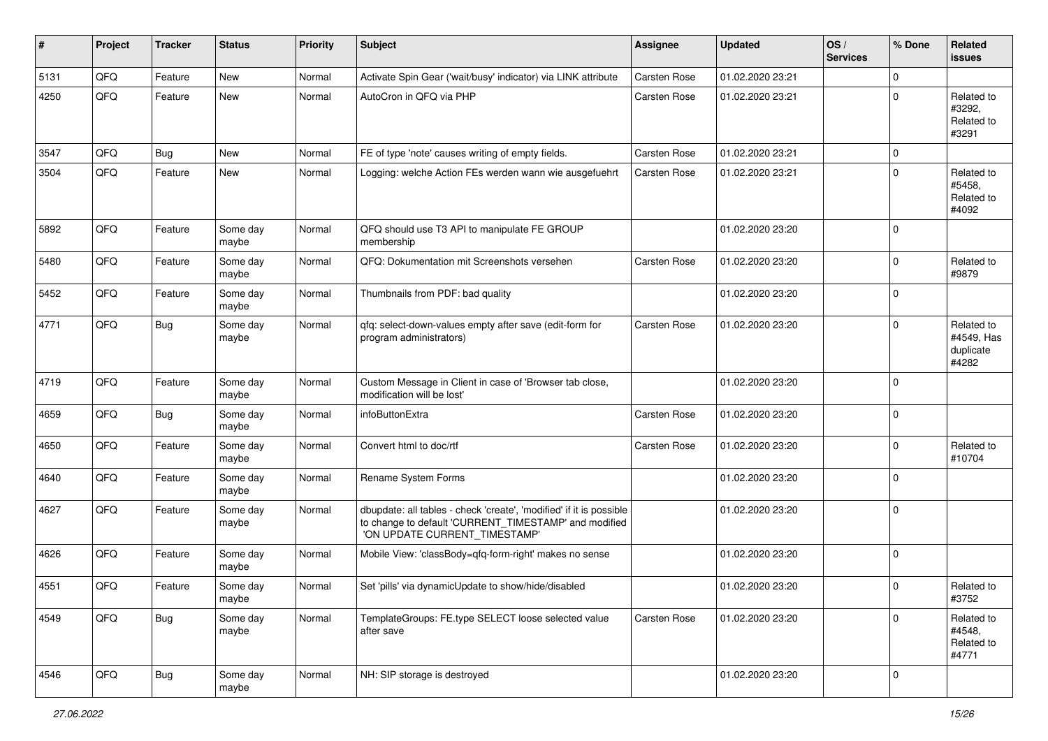| # | Project | Tracker | Status | Priority | Subject | Assignee | Updated | OS / Services | % Done | Related issues |
|---|---|---|---|---|---|---|---|---|---|---|
| 5131 | QFQ | Feature | New | Normal | Activate Spin Gear ('wait/busy' indicator) via LINK attribute | Carsten Rose | 01.02.2020 23:21 | | 0 | |
| 4250 | QFQ | Feature | New | Normal | AutoCron in QFQ via PHP | Carsten Rose | 01.02.2020 23:21 | | 0 | Related to #3292, Related to #3291 |
| 3547 | QFQ | Bug | New | Normal | FE of type 'note' causes writing of empty fields. | Carsten Rose | 01.02.2020 23:21 | | 0 | |
| 3504 | QFQ | Feature | New | Normal | Logging: welche Action FEs werden wann wie ausgefuehrt | Carsten Rose | 01.02.2020 23:21 | | 0 | Related to #5458, Related to #4092 |
| 5892 | QFQ | Feature | Some day maybe | Normal | QFQ should use T3 API to manipulate FE GROUP membership | | 01.02.2020 23:20 | | 0 | |
| 5480 | QFQ | Feature | Some day maybe | Normal | QFQ: Dokumentation mit Screenshots versehen | Carsten Rose | 01.02.2020 23:20 | | 0 | Related to #9879 |
| 5452 | QFQ | Feature | Some day maybe | Normal | Thumbnails from PDF: bad quality | | 01.02.2020 23:20 | | 0 | |
| 4771 | QFQ | Bug | Some day maybe | Normal | qfq: select-down-values empty after save (edit-form for program administrators) | Carsten Rose | 01.02.2020 23:20 | | 0 | Related to #4549, Has duplicate #4282 |
| 4719 | QFQ | Feature | Some day maybe | Normal | Custom Message in Client in case of 'Browser tab close, modification will be lost' | | 01.02.2020 23:20 | | 0 | |
| 4659 | QFQ | Bug | Some day maybe | Normal | infoButtonExtra | Carsten Rose | 01.02.2020 23:20 | | 0 | |
| 4650 | QFQ | Feature | Some day maybe | Normal | Convert html to doc/rtf | Carsten Rose | 01.02.2020 23:20 | | 0 | Related to #10704 |
| 4640 | QFQ | Feature | Some day maybe | Normal | Rename System Forms | | 01.02.2020 23:20 | | 0 | |
| 4627 | QFQ | Feature | Some day maybe | Normal | dbupdate: all tables - check 'create', 'modified' if it is possible to change to default 'CURRENT_TIMESTAMP' and modified 'ON UPDATE CURRENT_TIMESTAMP' | | 01.02.2020 23:20 | | 0 | |
| 4626 | QFQ | Feature | Some day maybe | Normal | Mobile View: 'classBody=qfq-form-right' makes no sense | | 01.02.2020 23:20 | | 0 | |
| 4551 | QFQ | Feature | Some day maybe | Normal | Set 'pills' via dynamicUpdate to show/hide/disabled | | 01.02.2020 23:20 | | 0 | Related to #3752 |
| 4549 | QFQ | Bug | Some day maybe | Normal | TemplateGroups: FE.type SELECT loose selected value after save | Carsten Rose | 01.02.2020 23:20 | | 0 | Related to #4548, Related to #4771 |
| 4546 | QFQ | Bug | Some day maybe | Normal | NH: SIP storage is destroyed | | 01.02.2020 23:20 | | 0 | |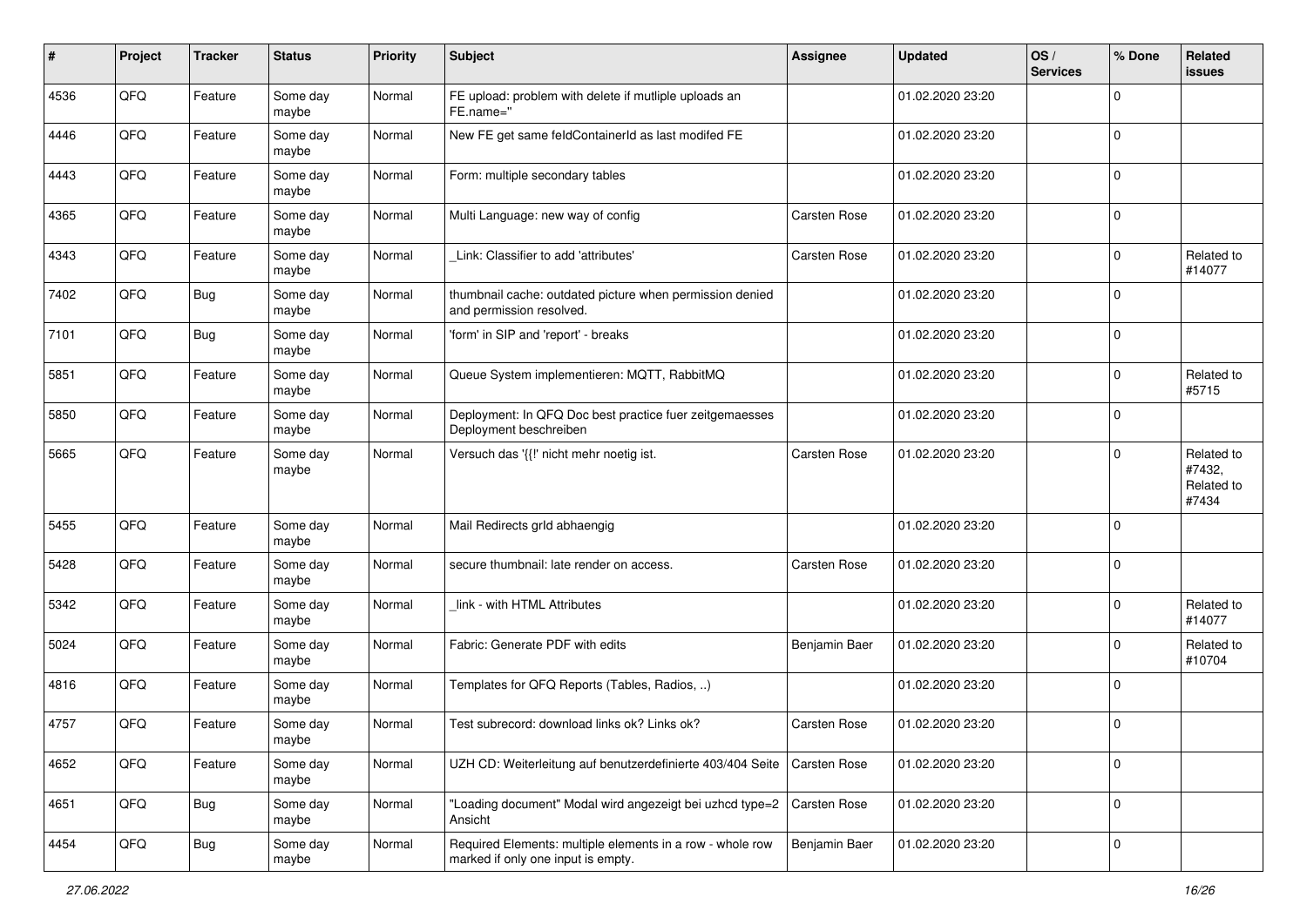| # | Project | Tracker | Status | Priority | Subject | Assignee | Updated | OS / Services | % Done | Related issues |
|---|---|---|---|---|---|---|---|---|---|---|
| 4536 | QFQ | Feature | Some day maybe | Normal | FE upload: problem with delete if mutliple uploads an FE.name=" |  | 01.02.2020 23:20 |  | 0 |  |
| 4446 | QFQ | Feature | Some day maybe | Normal | New FE get same feldContainerId as last modifed FE |  | 01.02.2020 23:20 |  | 0 |  |
| 4443 | QFQ | Feature | Some day maybe | Normal | Form: multiple secondary tables |  | 01.02.2020 23:20 |  | 0 |  |
| 4365 | QFQ | Feature | Some day maybe | Normal | Multi Language: new way of config | Carsten Rose | 01.02.2020 23:20 |  | 0 |  |
| 4343 | QFQ | Feature | Some day maybe | Normal | _Link: Classifier to add 'attributes' | Carsten Rose | 01.02.2020 23:20 |  | 0 | Related to #14077 |
| 7402 | QFQ | Bug | Some day maybe | Normal | thumbnail cache: outdated picture when permission denied and permission resolved. |  | 01.02.2020 23:20 |  | 0 |  |
| 7101 | QFQ | Bug | Some day maybe | Normal | 'form' in SIP and 'report' - breaks |  | 01.02.2020 23:20 |  | 0 |  |
| 5851 | QFQ | Feature | Some day maybe | Normal | Queue System implementieren: MQTT, RabbitMQ |  | 01.02.2020 23:20 |  | 0 | Related to #5715 |
| 5850 | QFQ | Feature | Some day maybe | Normal | Deployment: In QFQ Doc best practice fuer zeitgemaesses Deployment beschreiben |  | 01.02.2020 23:20 |  | 0 |  |
| 5665 | QFQ | Feature | Some day maybe | Normal | Versuch das '{{!' nicht mehr noetig ist. | Carsten Rose | 01.02.2020 23:20 |  | 0 | Related to #7432, Related to #7434 |
| 5455 | QFQ | Feature | Some day maybe | Normal | Mail Redirects grId abhaengig |  | 01.02.2020 23:20 |  | 0 |  |
| 5428 | QFQ | Feature | Some day maybe | Normal | secure thumbnail: late render on access. | Carsten Rose | 01.02.2020 23:20 |  | 0 |  |
| 5342 | QFQ | Feature | Some day maybe | Normal | _link - with HTML Attributes |  | 01.02.2020 23:20 |  | 0 | Related to #14077 |
| 5024 | QFQ | Feature | Some day maybe | Normal | Fabric: Generate PDF with edits | Benjamin Baer | 01.02.2020 23:20 |  | 0 | Related to #10704 |
| 4816 | QFQ | Feature | Some day maybe | Normal | Templates for QFQ Reports (Tables, Radios, ..) |  | 01.02.2020 23:20 |  | 0 |  |
| 4757 | QFQ | Feature | Some day maybe | Normal | Test subrecord: download links ok? Links ok? | Carsten Rose | 01.02.2020 23:20 |  | 0 |  |
| 4652 | QFQ | Feature | Some day maybe | Normal | UZH CD: Weiterleitung auf benutzerdefinierte 403/404 Seite | Carsten Rose | 01.02.2020 23:20 |  | 0 |  |
| 4651 | QFQ | Bug | Some day maybe | Normal | "Loading document" Modal wird angezeigt bei uzhcd type=2 Ansicht | Carsten Rose | 01.02.2020 23:20 |  | 0 |  |
| 4454 | QFQ | Bug | Some day maybe | Normal | Required Elements: multiple elements in a row - whole row marked if only one input is empty. | Benjamin Baer | 01.02.2020 23:20 |  | 0 |  |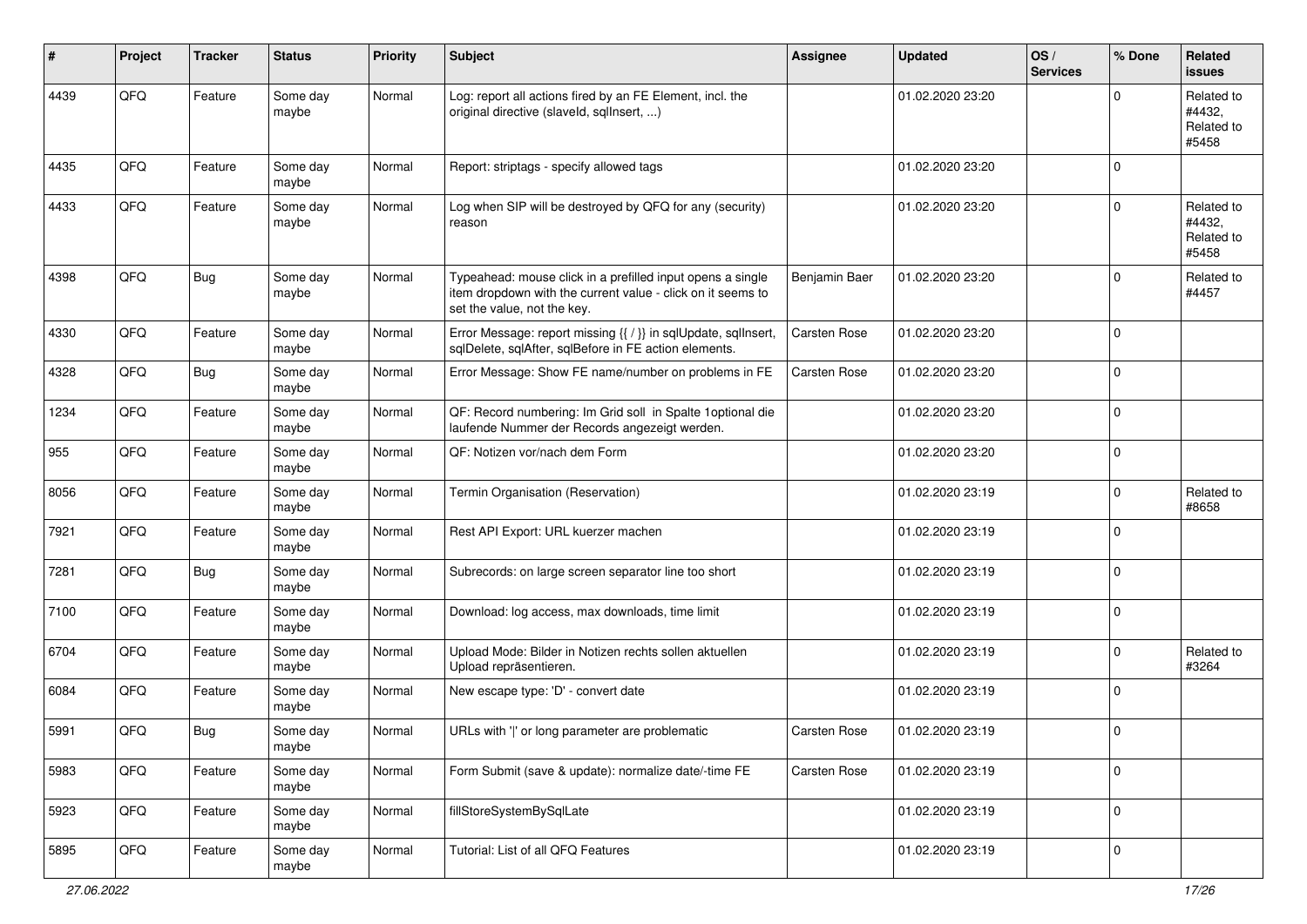| # | Project | Tracker | Status | Priority | Subject | Assignee | Updated | OS / Services | % Done | Related issues |
|---|---|---|---|---|---|---|---|---|---|---|
| 4439 | QFQ | Feature | Some day maybe | Normal | Log: report all actions fired by an FE Element, incl. the original directive (slaveId, sqlInsert, ...) | | 01.02.2020 23:20 | | 0 | Related to #4432, Related to #5458 |
| 4435 | QFQ | Feature | Some day maybe | Normal | Report: striptags - specify allowed tags | | 01.02.2020 23:20 | | 0 | |
| 4433 | QFQ | Feature | Some day maybe | Normal | Log when SIP will be destroyed by QFQ for any (security) reason | | 01.02.2020 23:20 | | 0 | Related to #4432, Related to #5458 |
| 4398 | QFQ | Bug | Some day maybe | Normal | Typeahead: mouse click in a prefilled input opens a single item dropdown with the current value - click on it seems to set the value, not the key. | Benjamin Baer | 01.02.2020 23:20 | | 0 | Related to #4457 |
| 4330 | QFQ | Feature | Some day maybe | Normal | Error Message: report missing {{ / }} in sqlUpdate, sqlInsert, sqlDelete, sqlAfter, sqlBefore in FE action elements. | Carsten Rose | 01.02.2020 23:20 | | 0 | |
| 4328 | QFQ | Bug | Some day maybe | Normal | Error Message: Show FE name/number on problems in FE | Carsten Rose | 01.02.2020 23:20 | | 0 | |
| 1234 | QFQ | Feature | Some day maybe | Normal | QF: Record numbering: Im Grid soll in Spalte 1optional die laufende Nummer der Records angezeigt werden. | | 01.02.2020 23:20 | | 0 | |
| 955 | QFQ | Feature | Some day maybe | Normal | QF: Notizen vor/nach dem Form | | 01.02.2020 23:20 | | 0 | |
| 8056 | QFQ | Feature | Some day maybe | Normal | Termin Organisation (Reservation) | | 01.02.2020 23:19 | | 0 | Related to #8658 |
| 7921 | QFQ | Feature | Some day maybe | Normal | Rest API Export: URL kuerzer machen | | 01.02.2020 23:19 | | 0 | |
| 7281 | QFQ | Bug | Some day maybe | Normal | Subrecords: on large screen separator line too short | | 01.02.2020 23:19 | | 0 | |
| 7100 | QFQ | Feature | Some day maybe | Normal | Download: log access, max downloads, time limit | | 01.02.2020 23:19 | | 0 | |
| 6704 | QFQ | Feature | Some day maybe | Normal | Upload Mode: Bilder in Notizen rechts sollen aktuellen Upload repräsentieren. | | 01.02.2020 23:19 | | 0 | Related to #3264 |
| 6084 | QFQ | Feature | Some day maybe | Normal | New escape type: 'D' - convert date | | 01.02.2020 23:19 | | 0 | |
| 5991 | QFQ | Bug | Some day maybe | Normal | URLs with '\|' or long parameter are problematic | Carsten Rose | 01.02.2020 23:19 | | 0 | |
| 5983 | QFQ | Feature | Some day maybe | Normal | Form Submit (save & update): normalize date/-time FE | Carsten Rose | 01.02.2020 23:19 | | 0 | |
| 5923 | QFQ | Feature | Some day maybe | Normal | fillStoreSystemBySqlLate | | 01.02.2020 23:19 | | 0 | |
| 5895 | QFQ | Feature | Some day maybe | Normal | Tutorial: List of all QFQ Features | | 01.02.2020 23:19 | | 0 | |

27.06.2022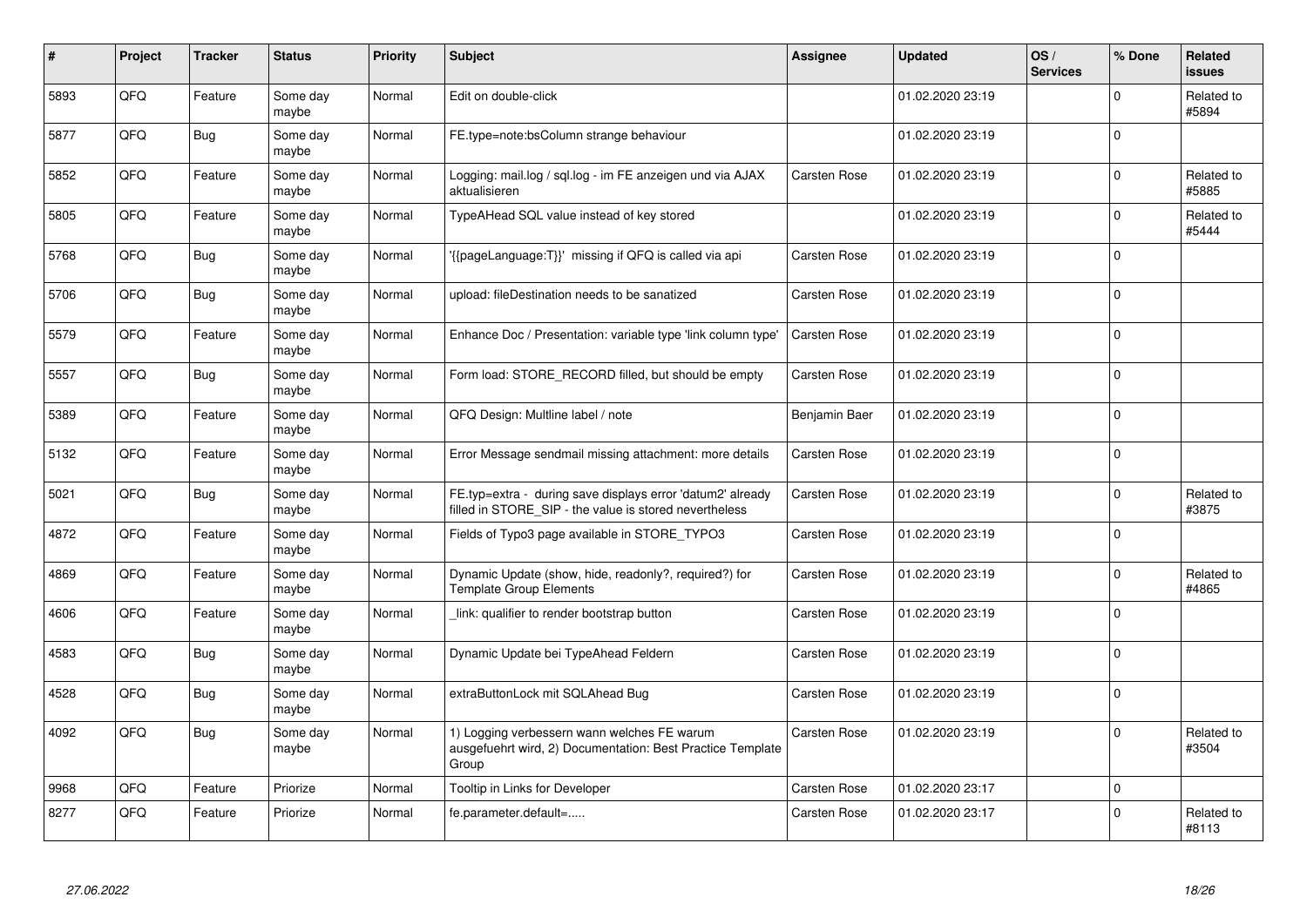| # | Project | Tracker | Status | Priority | Subject | Assignee | Updated | OS / Services | % Done | Related issues |
|---|---|---|---|---|---|---|---|---|---|---|
| 5893 | QFQ | Feature | Some day maybe | Normal | Edit on double-click | | 01.02.2020 23:19 | | 0 | Related to #5894 |
| 5877 | QFQ | Bug | Some day maybe | Normal | FE.type=note:bsColumn strange behaviour | | 01.02.2020 23:19 | | 0 | |
| 5852 | QFQ | Feature | Some day maybe | Normal | Logging: mail.log / sql.log - im FE anzeigen und via AJAX aktualisieren | Carsten Rose | 01.02.2020 23:19 | | 0 | Related to #5885 |
| 5805 | QFQ | Feature | Some day maybe | Normal | TypeAHead SQL value instead of key stored | | 01.02.2020 23:19 | | 0 | Related to #5444 |
| 5768 | QFQ | Bug | Some day maybe | Normal | '{{pageLanguage:T}}' missing if QFQ is called via api | Carsten Rose | 01.02.2020 23:19 | | 0 | |
| 5706 | QFQ | Bug | Some day maybe | Normal | upload: fileDestination needs to be sanatized | Carsten Rose | 01.02.2020 23:19 | | 0 | |
| 5579 | QFQ | Feature | Some day maybe | Normal | Enhance Doc / Presentation: variable type 'link column type' | Carsten Rose | 01.02.2020 23:19 | | 0 | |
| 5557 | QFQ | Bug | Some day maybe | Normal | Form load: STORE_RECORD filled, but should be empty | Carsten Rose | 01.02.2020 23:19 | | 0 | |
| 5389 | QFQ | Feature | Some day maybe | Normal | QFQ Design: Multline label / note | Benjamin Baer | 01.02.2020 23:19 | | 0 | |
| 5132 | QFQ | Feature | Some day maybe | Normal | Error Message sendmail missing attachment: more details | Carsten Rose | 01.02.2020 23:19 | | 0 | |
| 5021 | QFQ | Bug | Some day maybe | Normal | FE.typ=extra - during save displays error 'datum2' already filled in STORE_SIP - the value is stored nevertheless | Carsten Rose | 01.02.2020 23:19 | | 0 | Related to #3875 |
| 4872 | QFQ | Feature | Some day maybe | Normal | Fields of Typo3 page available in STORE_TYPO3 | Carsten Rose | 01.02.2020 23:19 | | 0 | |
| 4869 | QFQ | Feature | Some day maybe | Normal | Dynamic Update (show, hide, readonly?, required?) for Template Group Elements | Carsten Rose | 01.02.2020 23:19 | | 0 | Related to #4865 |
| 4606 | QFQ | Feature | Some day maybe | Normal | _link: qualifier to render bootstrap button | Carsten Rose | 01.02.2020 23:19 | | 0 | |
| 4583 | QFQ | Bug | Some day maybe | Normal | Dynamic Update bei TypeAhead Feldern | Carsten Rose | 01.02.2020 23:19 | | 0 | |
| 4528 | QFQ | Bug | Some day maybe | Normal | extraButtonLock mit SQLAhead Bug | Carsten Rose | 01.02.2020 23:19 | | 0 | |
| 4092 | QFQ | Bug | Some day maybe | Normal | 1) Logging verbessern wann welches FE warum ausgefuehrt wird, 2) Documentation: Best Practice Template Group | Carsten Rose | 01.02.2020 23:19 | | 0 | Related to #3504 |
| 9968 | QFQ | Feature | Priorize | Normal | Tooltip in Links for Developer | Carsten Rose | 01.02.2020 23:17 | | 0 | |
| 8277 | QFQ | Feature | Priorize | Normal | fe.parameter.default=..... | Carsten Rose | 01.02.2020 23:17 | | 0 | Related to #8113 |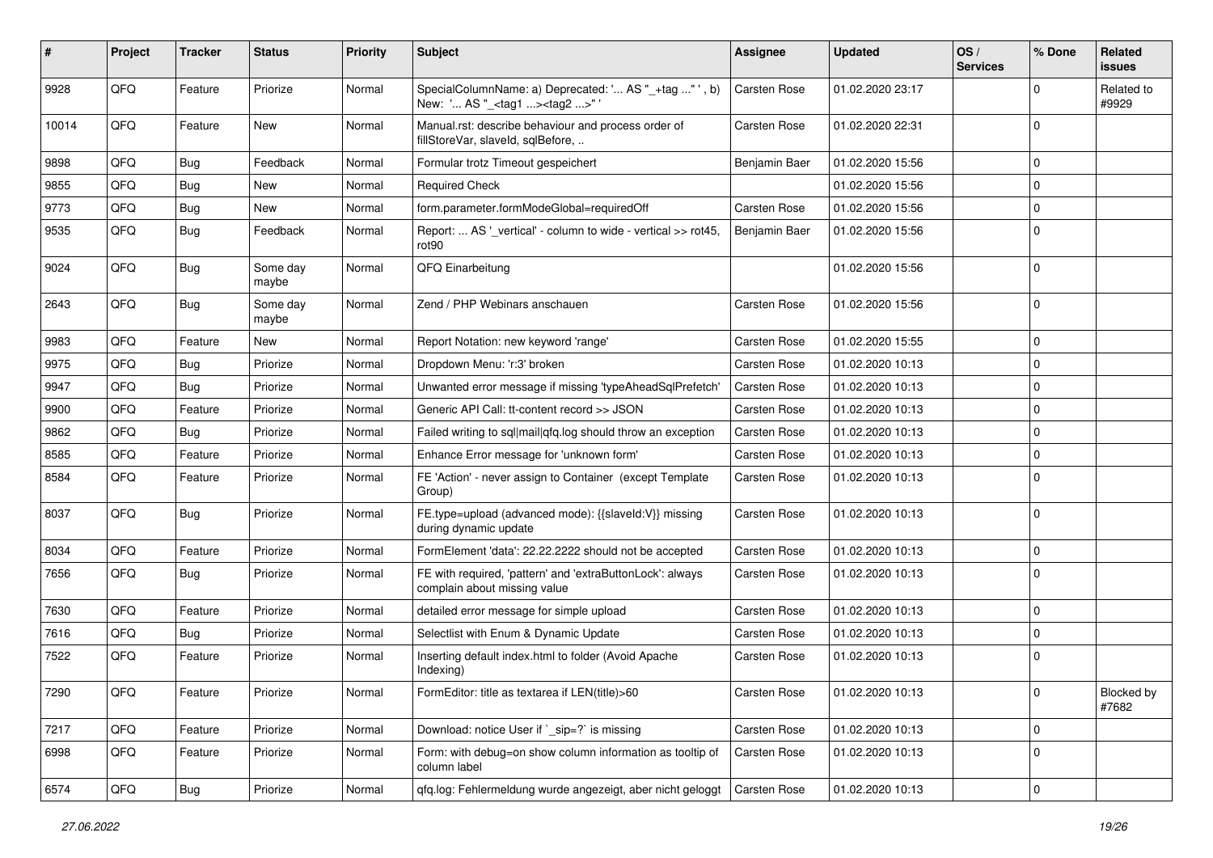| # | Project | Tracker | Status | Priority | Subject | Assignee | Updated | OS / Services | % Done | Related issues |
|---|---|---|---|---|---|---|---|---|---|---|
| 9928 | QFQ | Feature | Priorize | Normal | SpecialColumnName: a) Deprecated: '... AS "_+tag ..." ', b) New: '... AS "_<tag1 ...><tag2 ...>" ' | Carsten Rose | 01.02.2020 23:17 | | 0 | Related to #9929 |
| 10014 | QFQ | Feature | New | Normal | Manual.rst: describe behaviour and process order of fillStoreVar, slaveId, sqlBefore, .. | Carsten Rose | 01.02.2020 22:31 | | 0 | |
| 9898 | QFQ | Bug | Feedback | Normal | Formular trotz Timeout gespeichert | Benjamin Baer | 01.02.2020 15:56 | | 0 | |
| 9855 | QFQ | Bug | New | Normal | Required Check | | 01.02.2020 15:56 | | 0 | |
| 9773 | QFQ | Bug | New | Normal | form.parameter.formModeGlobal=requiredOff | Carsten Rose | 01.02.2020 15:56 | | 0 | |
| 9535 | QFQ | Bug | Feedback | Normal | Report: ... AS '_vertical' - column to wide - vertical >> rot45, rot90 | Benjamin Baer | 01.02.2020 15:56 | | 0 | |
| 9024 | QFQ | Bug | Some day maybe | Normal | QFQ Einarbeitung | | 01.02.2020 15:56 | | 0 | |
| 2643 | QFQ | Bug | Some day maybe | Normal | Zend / PHP Webinars anschauen | Carsten Rose | 01.02.2020 15:56 | | 0 | |
| 9983 | QFQ | Feature | New | Normal | Report Notation: new keyword 'range' | Carsten Rose | 01.02.2020 15:55 | | 0 | |
| 9975 | QFQ | Bug | Priorize | Normal | Dropdown Menu: 'r:3' broken | Carsten Rose | 01.02.2020 10:13 | | 0 | |
| 9947 | QFQ | Bug | Priorize | Normal | Unwanted error message if missing 'typeAheadSqlPrefetch' | Carsten Rose | 01.02.2020 10:13 | | 0 | |
| 9900 | QFQ | Feature | Priorize | Normal | Generic API Call: tt-content record >> JSON | Carsten Rose | 01.02.2020 10:13 | | 0 | |
| 9862 | QFQ | Bug | Priorize | Normal | Failed writing to sql\|mail\|qfq.log should throw an exception | Carsten Rose | 01.02.2020 10:13 | | 0 | |
| 8585 | QFQ | Feature | Priorize | Normal | Enhance Error message for 'unknown form' | Carsten Rose | 01.02.2020 10:13 | | 0 | |
| 8584 | QFQ | Feature | Priorize | Normal | FE 'Action' - never assign to Container (except Template Group) | Carsten Rose | 01.02.2020 10:13 | | 0 | |
| 8037 | QFQ | Bug | Priorize | Normal | FE.type=upload (advanced mode): {{slaveId:V}} missing during dynamic update | Carsten Rose | 01.02.2020 10:13 | | 0 | |
| 8034 | QFQ | Feature | Priorize | Normal | FormElement 'data': 22.22.2222 should not be accepted | Carsten Rose | 01.02.2020 10:13 | | 0 | |
| 7656 | QFQ | Bug | Priorize | Normal | FE with required, 'pattern' and 'extraButtonLock': always complain about missing value | Carsten Rose | 01.02.2020 10:13 | | 0 | |
| 7630 | QFQ | Feature | Priorize | Normal | detailed error message for simple upload | Carsten Rose | 01.02.2020 10:13 | | 0 | |
| 7616 | QFQ | Bug | Priorize | Normal | Selectlist with Enum & Dynamic Update | Carsten Rose | 01.02.2020 10:13 | | 0 | |
| 7522 | QFQ | Feature | Priorize | Normal | Inserting default index.html to folder (Avoid Apache Indexing) | Carsten Rose | 01.02.2020 10:13 | | 0 | |
| 7290 | QFQ | Feature | Priorize | Normal | FormEditor: title as textarea if LEN(title)>60 | Carsten Rose | 01.02.2020 10:13 | | 0 | Blocked by #7682 |
| 7217 | QFQ | Feature | Priorize | Normal | Download: notice User if `_sip=?` is missing | Carsten Rose | 01.02.2020 10:13 | | 0 | |
| 6998 | QFQ | Feature | Priorize | Normal | Form: with debug=on show column information as tooltip of column label | Carsten Rose | 01.02.2020 10:13 | | 0 | |
| 6574 | QFQ | Bug | Priorize | Normal | qfq.log: Fehlermeldung wurde angezeigt, aber nicht geloggt | Carsten Rose | 01.02.2020 10:13 | | 0 | |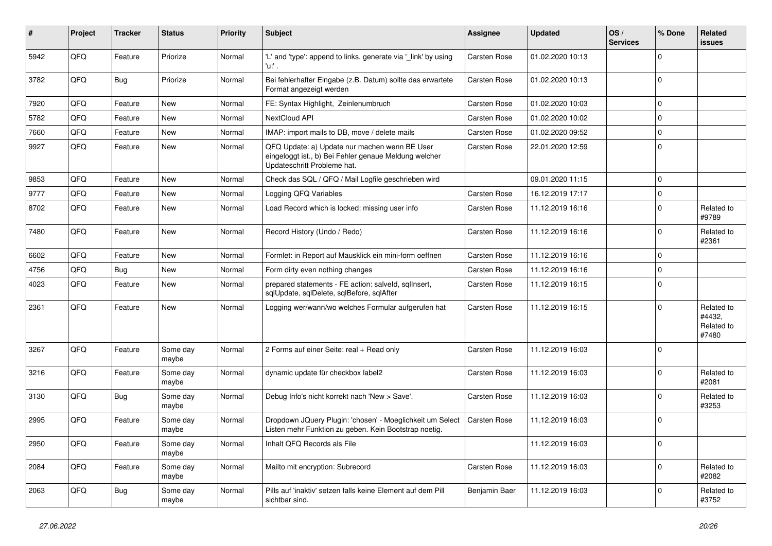| # | Project | Tracker | Status | Priority | Subject | Assignee | Updated | OS / Services | % Done | Related issues |
|---|---|---|---|---|---|---|---|---|---|---|
| 5942 | QFQ | Feature | Priorize | Normal | 'L' and 'type': append to links, generate via '_link' by using 'u:' . | Carsten Rose | 01.02.2020 10:13 | | 0 | |
| 3782 | QFQ | Bug | Priorize | Normal | Bei fehlerhafter Eingabe (z.B. Datum) sollte das erwartete Format angezeigt werden | Carsten Rose | 01.02.2020 10:13 | | 0 | |
| 7920 | QFQ | Feature | New | Normal | FE: Syntax Highlight, Zeinlenumbruch | Carsten Rose | 01.02.2020 10:03 | | 0 | |
| 5782 | QFQ | Feature | New | Normal | NextCloud API | Carsten Rose | 01.02.2020 10:02 | | 0 | |
| 7660 | QFQ | Feature | New | Normal | IMAP: import mails to DB, move / delete mails | Carsten Rose | 01.02.2020 09:52 | | 0 | |
| 9927 | QFQ | Feature | New | Normal | QFQ Update: a) Update nur machen wenn BE User eingeloggt ist., b) Bei Fehler genaue Meldung welcher Updateschritt Probleme hat. | Carsten Rose | 22.01.2020 12:59 | | 0 | |
| 9853 | QFQ | Feature | New | Normal | Check das SQL / QFQ / Mail Logfile geschrieben wird | | 09.01.2020 11:15 | | 0 | |
| 9777 | QFQ | Feature | New | Normal | Logging QFQ Variables | Carsten Rose | 16.12.2019 17:17 | | 0 | |
| 8702 | QFQ | Feature | New | Normal | Load Record which is locked: missing user info | Carsten Rose | 11.12.2019 16:16 | | 0 | Related to #9789 |
| 7480 | QFQ | Feature | New | Normal | Record History (Undo / Redo) | Carsten Rose | 11.12.2019 16:16 | | 0 | Related to #2361 |
| 6602 | QFQ | Feature | New | Normal | Formlet: in Report auf Mausklick ein mini-form oeffnen | Carsten Rose | 11.12.2019 16:16 | | 0 | |
| 4756 | QFQ | Bug | New | Normal | Form dirty even nothing changes | Carsten Rose | 11.12.2019 16:16 | | 0 | |
| 4023 | QFQ | Feature | New | Normal | prepared statements - FE action: salveld, sqlInsert, sqlUpdate, sqlDelete, sqlBefore, sqlAfter | Carsten Rose | 11.12.2019 16:15 | | 0 | |
| 2361 | QFQ | Feature | New | Normal | Logging wer/wann/wo welches Formular aufgerufen hat | Carsten Rose | 11.12.2019 16:15 | | 0 | Related to #4432, Related to #7480 |
| 3267 | QFQ | Feature | Some day maybe | Normal | 2 Forms auf einer Seite: real + Read only | Carsten Rose | 11.12.2019 16:03 | | 0 | |
| 3216 | QFQ | Feature | Some day maybe | Normal | dynamic update für checkbox label2 | Carsten Rose | 11.12.2019 16:03 | | 0 | Related to #2081 |
| 3130 | QFQ | Bug | Some day maybe | Normal | Debug Info's nicht korrekt nach 'New > Save'. | Carsten Rose | 11.12.2019 16:03 | | 0 | Related to #3253 |
| 2995 | QFQ | Feature | Some day maybe | Normal | Dropdown JQuery Plugin: 'chosen' - Moeglichkeit um Select Listen mehr Funktion zu geben. Kein Bootstrap noetig. | Carsten Rose | 11.12.2019 16:03 | | 0 | |
| 2950 | QFQ | Feature | Some day maybe | Normal | Inhalt QFQ Records als File | | 11.12.2019 16:03 | | 0 | |
| 2084 | QFQ | Feature | Some day maybe | Normal | Mailto mit encryption: Subrecord | Carsten Rose | 11.12.2019 16:03 | | 0 | Related to #2082 |
| 2063 | QFQ | Bug | Some day maybe | Normal | Pills auf 'inaktiv' setzen falls keine Element auf dem Pill sichtbar sind. | Benjamin Baer | 11.12.2019 16:03 | | 0 | Related to #3752 |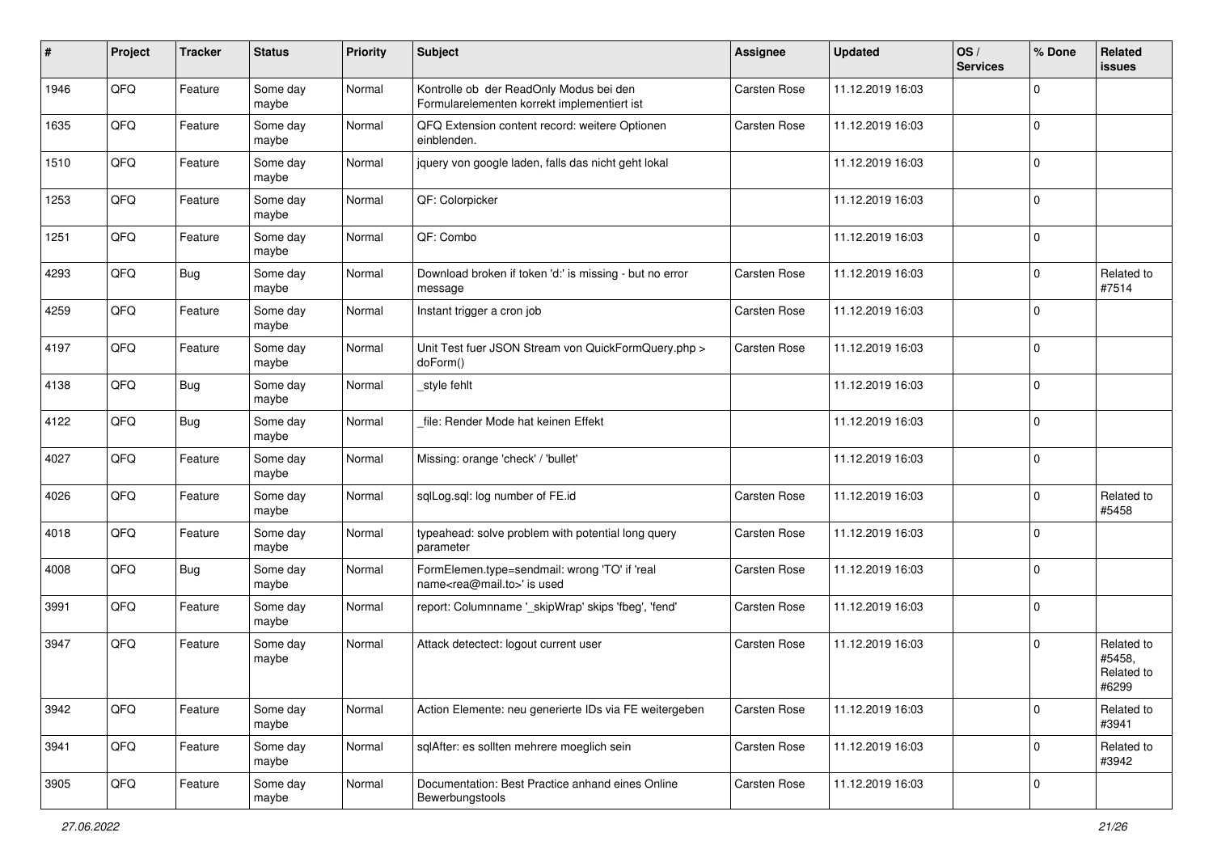| # | Project | Tracker | Status | Priority | Subject | Assignee | Updated | OS / Services | % Done | Related issues |
|---|---|---|---|---|---|---|---|---|---|---|
| 1946 | QFQ | Feature | Some day maybe | Normal | Kontrolle ob der ReadOnly Modus bei den Formularelementen korrekt implementiert ist | Carsten Rose | 11.12.2019 16:03 | | 0 | |
| 1635 | QFQ | Feature | Some day maybe | Normal | QFQ Extension content record: weitere Optionen einblenden. | Carsten Rose | 11.12.2019 16:03 | | 0 | |
| 1510 | QFQ | Feature | Some day maybe | Normal | jquery von google laden, falls das nicht geht lokal | | 11.12.2019 16:03 | | 0 | |
| 1253 | QFQ | Feature | Some day maybe | Normal | QF: Colorpicker | | 11.12.2019 16:03 | | 0 | |
| 1251 | QFQ | Feature | Some day maybe | Normal | QF: Combo | | 11.12.2019 16:03 | | 0 | |
| 4293 | QFQ | Bug | Some day maybe | Normal | Download broken if token 'd:' is missing - but no error message | Carsten Rose | 11.12.2019 16:03 | | 0 | Related to #7514 |
| 4259 | QFQ | Feature | Some day maybe | Normal | Instant trigger a cron job | Carsten Rose | 11.12.2019 16:03 | | 0 | |
| 4197 | QFQ | Feature | Some day maybe | Normal | Unit Test fuer JSON Stream von QuickFormQuery.php > doForm() | Carsten Rose | 11.12.2019 16:03 | | 0 | |
| 4138 | QFQ | Bug | Some day maybe | Normal | _style fehlt | | 11.12.2019 16:03 | | 0 | |
| 4122 | QFQ | Bug | Some day maybe | Normal | _file: Render Mode hat keinen Effekt | | 11.12.2019 16:03 | | 0 | |
| 4027 | QFQ | Feature | Some day maybe | Normal | Missing: orange 'check' / 'bullet' | | 11.12.2019 16:03 | | 0 | |
| 4026 | QFQ | Feature | Some day maybe | Normal | sqlLog.sql: log number of FE.id | Carsten Rose | 11.12.2019 16:03 | | 0 | Related to #5458 |
| 4018 | QFQ | Feature | Some day maybe | Normal | typeahead: solve problem with potential long query parameter | Carsten Rose | 11.12.2019 16:03 | | 0 | |
| 4008 | QFQ | Bug | Some day maybe | Normal | FormElemen.type=sendmail: wrong 'TO' if 'real name<rea@mail.to>' is used | Carsten Rose | 11.12.2019 16:03 | | 0 | |
| 3991 | QFQ | Feature | Some day maybe | Normal | report: Columnname '_skipWrap' skips 'fbeg', 'fend' | Carsten Rose | 11.12.2019 16:03 | | 0 | |
| 3947 | QFQ | Feature | Some day maybe | Normal | Attack detectect: logout current user | Carsten Rose | 11.12.2019 16:03 | | 0 | Related to #5458, Related to #6299 |
| 3942 | QFQ | Feature | Some day maybe | Normal | Action Elemente: neu generierte IDs via FE weitergeben | Carsten Rose | 11.12.2019 16:03 | | 0 | Related to #3941 |
| 3941 | QFQ | Feature | Some day maybe | Normal | sqlAfter: es sollten mehrere moeglich sein | Carsten Rose | 11.12.2019 16:03 | | 0 | Related to #3942 |
| 3905 | QFQ | Feature | Some day maybe | Normal | Documentation: Best Practice anhand eines Online Bewerbungstools | Carsten Rose | 11.12.2019 16:03 | | 0 | |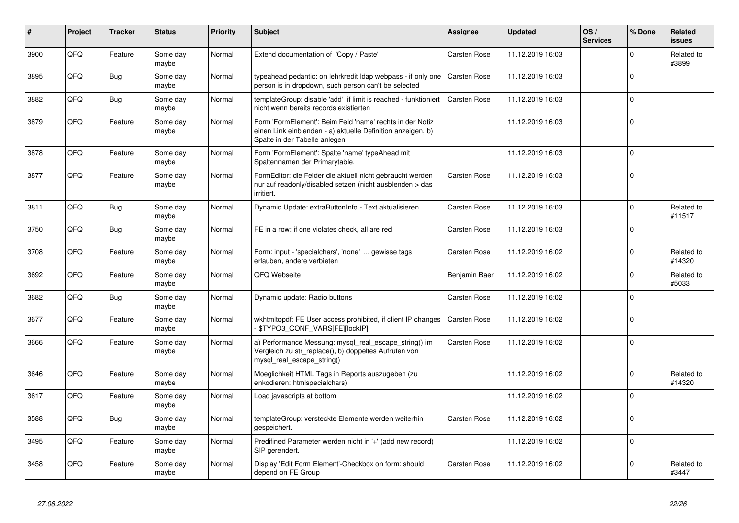| # | Project | Tracker | Status | Priority | Subject | Assignee | Updated | OS / Services | % Done | Related issues |
|---|---|---|---|---|---|---|---|---|---|---|
| 3900 | QFO | Feature | Some day maybe | Normal | Extend documentation of 'Copy / Paste' | Carsten Rose | 11.12.2019 16:03 | | 0 | Related to #3899 |
| 3895 | QFQ | Bug | Some day maybe | Normal | typeahead pedantic: on lehrkredit ldap webpass - if only one person is in dropdown, such person can't be selected | Carsten Rose | 11.12.2019 16:03 | | 0 | |
| 3882 | QFQ | Bug | Some day maybe | Normal | templateGroup: disable 'add' if limit is reached - funktioniert nicht wenn bereits records existierten | Carsten Rose | 11.12.2019 16:03 | | 0 | |
| 3879 | QFQ | Feature | Some day maybe | Normal | Form 'FormElement': Beim Feld 'name' rechts in der Notiz einen Link einblenden - a) aktuelle Definition anzeigen, b) Spalte in der Tabelle anlegen | | 11.12.2019 16:03 | | 0 | |
| 3878 | QFQ | Feature | Some day maybe | Normal | Form 'FormElement': Spalte 'name' typeAhead mit Spaltennamen der Primarytable. | | 11.12.2019 16:03 | | 0 | |
| 3877 | QFQ | Feature | Some day maybe | Normal | FormEditor: die Felder die aktuell nicht gebraucht werden nur auf readonly/disabled setzen (nicht ausblenden > das irritiert. | Carsten Rose | 11.12.2019 16:03 | | 0 | |
| 3811 | QFQ | Bug | Some day maybe | Normal | Dynamic Update: extraButtonInfo - Text aktualisieren | Carsten Rose | 11.12.2019 16:03 | | 0 | Related to #11517 |
| 3750 | QFQ | Bug | Some day maybe | Normal | FE in a row: if one violates check, all are red | Carsten Rose | 11.12.2019 16:03 | | 0 | |
| 3708 | QFQ | Feature | Some day maybe | Normal | Form: input - 'specialchars', 'none' ... gewisse tags erlauben, andere verbieten | Carsten Rose | 11.12.2019 16:02 | | 0 | Related to #14320 |
| 3692 | QFQ | Feature | Some day maybe | Normal | QFQ Webseite | Benjamin Baer | 11.12.2019 16:02 | | 0 | Related to #5033 |
| 3682 | QFQ | Bug | Some day maybe | Normal | Dynamic update: Radio buttons | Carsten Rose | 11.12.2019 16:02 | | 0 | |
| 3677 | QFQ | Feature | Some day maybe | Normal | wkhtmltopdf: FE User access prohibited, if client IP changes - $TYPO3_CONF_VARS[FE][lockIP] | Carsten Rose | 11.12.2019 16:02 | | 0 | |
| 3666 | QFQ | Feature | Some day maybe | Normal | a) Performance Messung: mysql_real_escape_string() im Vergleich zu str_replace(), b) doppeltes Aufrufen von mysql_real_escape_string() | Carsten Rose | 11.12.2019 16:02 | | 0 | |
| 3646 | QFQ | Feature | Some day maybe | Normal | Moeglichkeit HTML Tags in Reports auszugeben (zu enkodieren: htmlspecialchars) | | 11.12.2019 16:02 | | 0 | Related to #14320 |
| 3617 | QFQ | Feature | Some day maybe | Normal | Load javascripts at bottom | | 11.12.2019 16:02 | | 0 | |
| 3588 | QFQ | Bug | Some day maybe | Normal | templateGroup: versteckte Elemente werden weiterhin gespeichert. | Carsten Rose | 11.12.2019 16:02 | | 0 | |
| 3495 | QFQ | Feature | Some day maybe | Normal | Predifined Parameter werden nicht in '+' (add new record) SIP gerendert. | | 11.12.2019 16:02 | | 0 | |
| 3458 | QFQ | Feature | Some day maybe | Normal | Display 'Edit Form Element'-Checkbox on form: should depend on FE Group | Carsten Rose | 11.12.2019 16:02 | | 0 | Related to #3447 |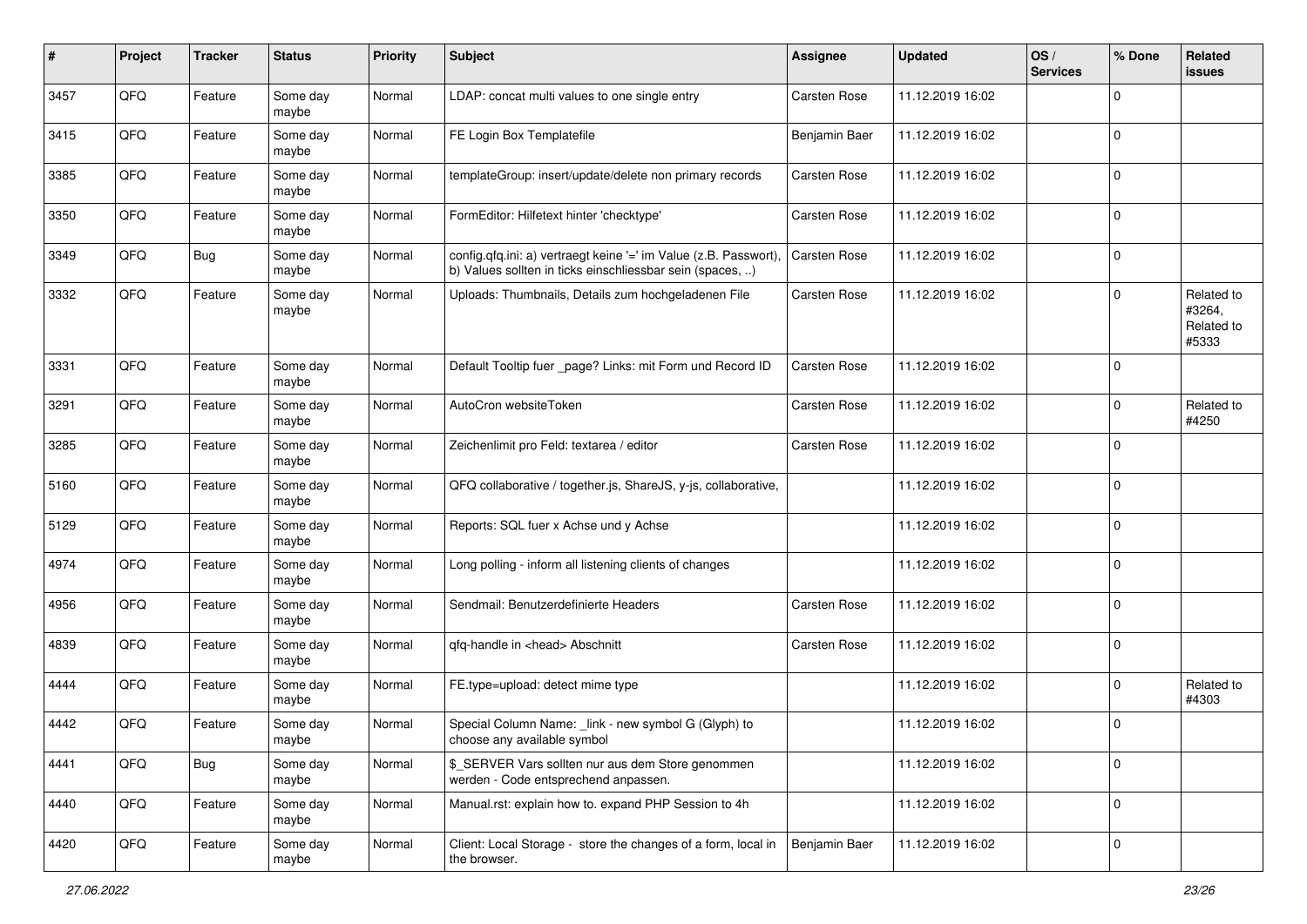| # | Project | Tracker | Status | Priority | Subject | Assignee | Updated | OS / Services | % Done | Related issues |
|---|---|---|---|---|---|---|---|---|---|---|
| 3457 | QFQ | Feature | Some day maybe | Normal | LDAP: concat multi values to one single entry | Carsten Rose | 11.12.2019 16:02 | | 0 | |
| 3415 | QFQ | Feature | Some day maybe | Normal | FE Login Box Templatefile | Benjamin Baer | 11.12.2019 16:02 | | 0 | |
| 3385 | QFQ | Feature | Some day maybe | Normal | templateGroup: insert/update/delete non primary records | Carsten Rose | 11.12.2019 16:02 | | 0 | |
| 3350 | QFQ | Feature | Some day maybe | Normal | FormEditor: Hilfetext hinter 'checktype' | Carsten Rose | 11.12.2019 16:02 | | 0 | |
| 3349 | QFQ | Bug | Some day maybe | Normal | config.qfq.ini: a) vertraegt keine '=' im Value (z.B. Passwort), b) Values sollten in ticks einschliessbar sein (spaces, ..) | Carsten Rose | 11.12.2019 16:02 | | 0 | |
| 3332 | QFQ | Feature | Some day maybe | Normal | Uploads: Thumbnails, Details zum hochgeladenen File | Carsten Rose | 11.12.2019 16:02 | | 0 | Related to #3264, Related to #5333 |
| 3331 | QFQ | Feature | Some day maybe | Normal | Default Tooltip fuer _page? Links: mit Form und Record ID | Carsten Rose | 11.12.2019 16:02 | | 0 | |
| 3291 | QFQ | Feature | Some day maybe | Normal | AutoCron websiteToken | Carsten Rose | 11.12.2019 16:02 | | 0 | Related to #4250 |
| 3285 | QFQ | Feature | Some day maybe | Normal | Zeichenlimit pro Feld: textarea / editor | Carsten Rose | 11.12.2019 16:02 | | 0 | |
| 5160 | QFQ | Feature | Some day maybe | Normal | QFQ collaborative / together.js, ShareJS, y-js, collaborative, | | 11.12.2019 16:02 | | 0 | |
| 5129 | QFQ | Feature | Some day maybe | Normal | Reports: SQL fuer x Achse und y Achse | | 11.12.2019 16:02 | | 0 | |
| 4974 | QFQ | Feature | Some day maybe | Normal | Long polling - inform all listening clients of changes | | 11.12.2019 16:02 | | 0 | |
| 4956 | QFQ | Feature | Some day maybe | Normal | Sendmail: Benutzerdefinierte Headers | Carsten Rose | 11.12.2019 16:02 | | 0 | |
| 4839 | QFQ | Feature | Some day maybe | Normal | qfq-handle in <head> Abschnitt | Carsten Rose | 11.12.2019 16:02 | | 0 | |
| 4444 | QFQ | Feature | Some day maybe | Normal | FE.type=upload: detect mime type | | 11.12.2019 16:02 | | 0 | Related to #4303 |
| 4442 | QFQ | Feature | Some day maybe | Normal | Special Column Name: _link - new symbol G (Glyph) to choose any available symbol | | 11.12.2019 16:02 | | 0 | |
| 4441 | QFQ | Bug | Some day maybe | Normal | $_SERVER Vars sollten nur aus dem Store genommen werden - Code entsprechend anpassen. | | 11.12.2019 16:02 | | 0 | |
| 4440 | QFQ | Feature | Some day maybe | Normal | Manual.rst: explain how to. expand PHP Session to 4h | | 11.12.2019 16:02 | | 0 | |
| 4420 | QFQ | Feature | Some day maybe | Normal | Client: Local Storage - store the changes of a form, local in the browser. | Benjamin Baer | 11.12.2019 16:02 | | 0 | |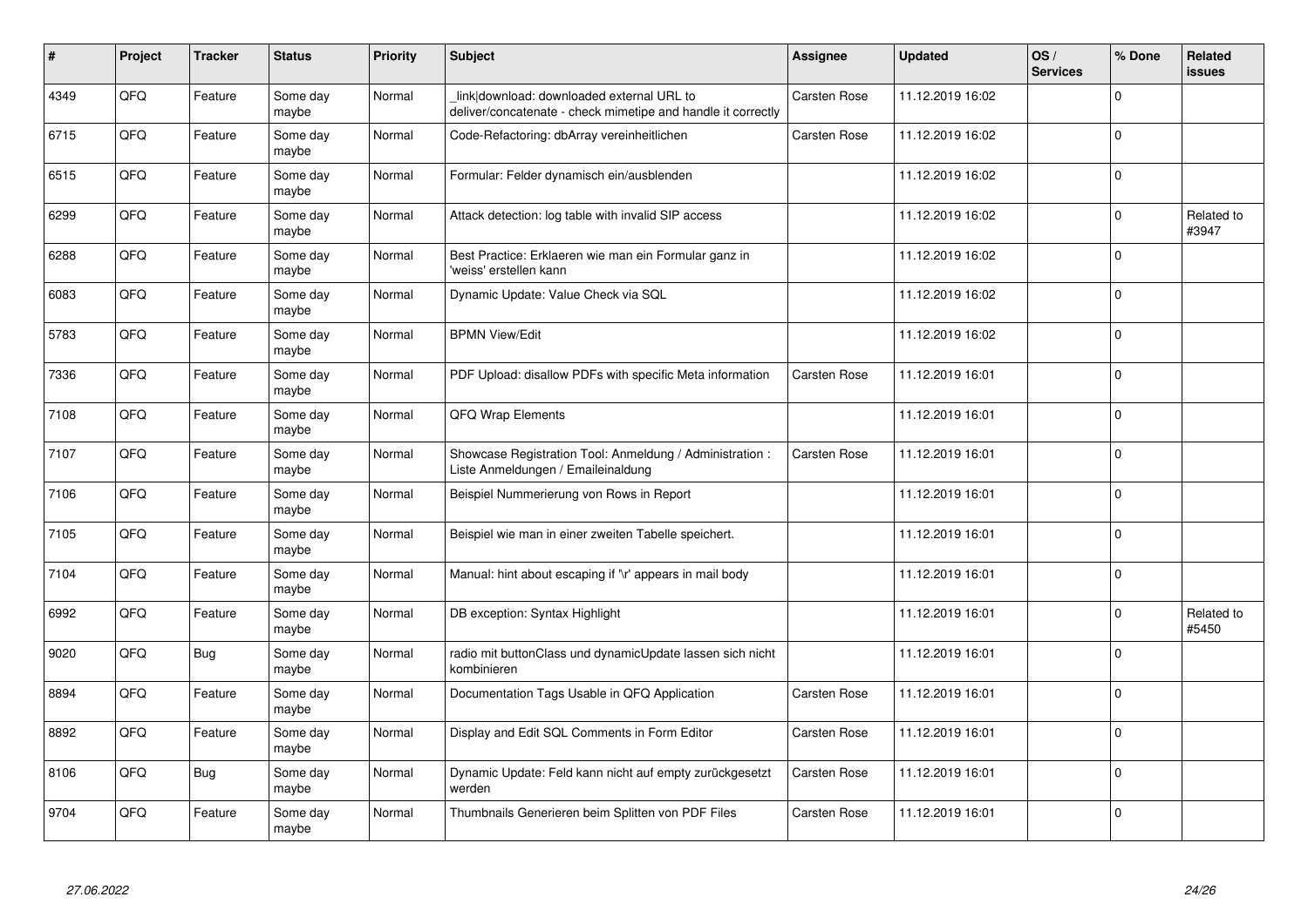| # | Project | Tracker | Status | Priority | Subject | Assignee | Updated | OS / Services | % Done | Related issues |
|---|---|---|---|---|---|---|---|---|---|---|
| 4349 | QFQ | Feature | Some day maybe | Normal | _link\|download: downloaded external URL to deliver/concatenate - check mimetipe and handle it correctly | Carsten Rose | 11.12.2019 16:02 | | 0 | |
| 6715 | QFQ | Feature | Some day maybe | Normal | Code-Refactoring: dbArray vereinheitlichen | Carsten Rose | 11.12.2019 16:02 | | 0 | |
| 6515 | QFQ | Feature | Some day maybe | Normal | Formular: Felder dynamisch ein/ausblenden | | 11.12.2019 16:02 | | 0 | |
| 6299 | QFQ | Feature | Some day maybe | Normal | Attack detection: log table with invalid SIP access | | 11.12.2019 16:02 | | 0 | Related to #3947 |
| 6288 | QFQ | Feature | Some day maybe | Normal | Best Practice: Erklaeren wie man ein Formular ganz in 'weiss' erstellen kann | | 11.12.2019 16:02 | | 0 | |
| 6083 | QFQ | Feature | Some day maybe | Normal | Dynamic Update: Value Check via SQL | | 11.12.2019 16:02 | | 0 | |
| 5783 | QFQ | Feature | Some day maybe | Normal | BPMN View/Edit | | 11.12.2019 16:02 | | 0 | |
| 7336 | QFQ | Feature | Some day maybe | Normal | PDF Upload: disallow PDFs with specific Meta information | Carsten Rose | 11.12.2019 16:01 | | 0 | |
| 7108 | QFQ | Feature | Some day maybe | Normal | QFQ Wrap Elements | | 11.12.2019 16:01 | | 0 | |
| 7107 | QFQ | Feature | Some day maybe | Normal | Showcase Registration Tool: Anmeldung / Administration : Liste Anmeldungen / Emaileinaldung | Carsten Rose | 11.12.2019 16:01 | | 0 | |
| 7106 | QFQ | Feature | Some day maybe | Normal | Beispiel Nummerierung von Rows in Report | | 11.12.2019 16:01 | | 0 | |
| 7105 | QFQ | Feature | Some day maybe | Normal | Beispiel wie man in einer zweiten Tabelle speichert. | | 11.12.2019 16:01 | | 0 | |
| 7104 | QFQ | Feature | Some day maybe | Normal | Manual: hint about escaping if '\r' appears in mail body | | 11.12.2019 16:01 | | 0 | |
| 6992 | QFQ | Feature | Some day maybe | Normal | DB exception: Syntax Highlight | | 11.12.2019 16:01 | | 0 | Related to #5450 |
| 9020 | QFQ | Bug | Some day maybe | Normal | radio mit buttonClass und dynamicUpdate lassen sich nicht kombinieren | | 11.12.2019 16:01 | | 0 | |
| 8894 | QFQ | Feature | Some day maybe | Normal | Documentation Tags Usable in QFQ Application | Carsten Rose | 11.12.2019 16:01 | | 0 | |
| 8892 | QFQ | Feature | Some day maybe | Normal | Display and Edit SQL Comments in Form Editor | Carsten Rose | 11.12.2019 16:01 | | 0 | |
| 8106 | QFQ | Bug | Some day maybe | Normal | Dynamic Update: Feld kann nicht auf empty zurückgesetzt werden | Carsten Rose | 11.12.2019 16:01 | | 0 | |
| 9704 | QFQ | Feature | Some day maybe | Normal | Thumbnails Generieren beim Splitten von PDF Files | Carsten Rose | 11.12.2019 16:01 | | 0 | |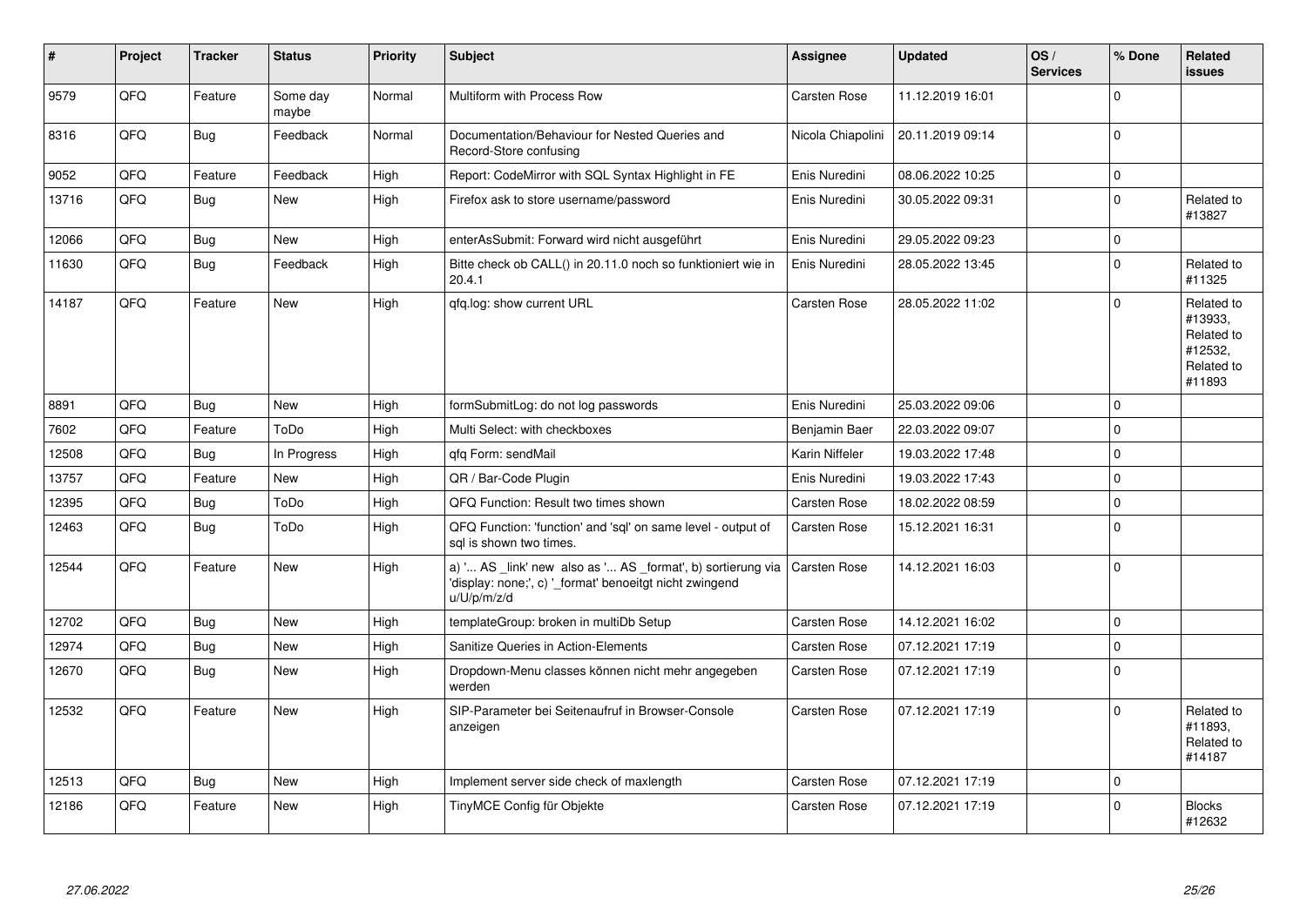| # | Project | Tracker | Status | Priority | Subject | Assignee | Updated | OS / Services | % Done | Related issues |
|---|---|---|---|---|---|---|---|---|---|---|
| 9579 | QFQ | Feature | Some day maybe | Normal | Multiform with Process Row | Carsten Rose | 11.12.2019 16:01 | | 0 | |
| 8316 | QFQ | Bug | Feedback | Normal | Documentation/Behaviour for Nested Queries and Record-Store confusing | Nicola Chiapolini | 20.11.2019 09:14 | | 0 | |
| 9052 | QFQ | Feature | Feedback | High | Report: CodeMirror with SQL Syntax Highlight in FE | Enis Nuredini | 08.06.2022 10:25 | | 0 | |
| 13716 | QFQ | Bug | New | High | Firefox ask to store username/password | Enis Nuredini | 30.05.2022 09:31 | | 0 | Related to #13827 |
| 12066 | QFQ | Bug | New | High | enterAsSubmit: Forward wird nicht ausgeführt | Enis Nuredini | 29.05.2022 09:23 | | 0 | |
| 11630 | QFQ | Bug | Feedback | High | Bitte check ob CALL() in 20.11.0 noch so funktioniert wie in 20.4.1 | Enis Nuredini | 28.05.2022 13:45 | | 0 | Related to #11325 |
| 14187 | QFQ | Feature | New | High | qfq.log: show current URL | Carsten Rose | 28.05.2022 11:02 | | 0 | Related to #13933, Related to #12532, Related to #11893 |
| 8891 | QFQ | Bug | New | High | formSubmitLog: do not log passwords | Enis Nuredini | 25.03.2022 09:06 | | 0 | |
| 7602 | QFQ | Feature | ToDo | High | Multi Select: with checkboxes | Benjamin Baer | 22.03.2022 09:07 | | 0 | |
| 12508 | QFQ | Bug | In Progress | High | qfq Form: sendMail | Karin Niffeler | 19.03.2022 17:48 | | 0 | |
| 13757 | QFQ | Feature | New | High | QR / Bar-Code Plugin | Enis Nuredini | 19.03.2022 17:43 | | 0 | |
| 12395 | QFQ | Bug | ToDo | High | QFQ Function: Result two times shown | Carsten Rose | 18.02.2022 08:59 | | 0 | |
| 12463 | QFQ | Bug | ToDo | High | QFQ Function: 'function' and 'sql' on same level - output of sql is shown two times. | Carsten Rose | 15.12.2021 16:31 | | 0 | |
| 12544 | QFQ | Feature | New | High | a) '... AS _link' new also as '... AS _format', b) sortierung via 'display: none;', c) '_format' benoeitgt nicht zwingend u/U/p/m/z/d | Carsten Rose | 14.12.2021 16:03 | | 0 | |
| 12702 | QFQ | Bug | New | High | templateGroup: broken in multiDb Setup | Carsten Rose | 14.12.2021 16:02 | | 0 | |
| 12974 | QFQ | Bug | New | High | Sanitize Queries in Action-Elements | Carsten Rose | 07.12.2021 17:19 | | 0 | |
| 12670 | QFQ | Bug | New | High | Dropdown-Menu classes können nicht mehr angegeben werden | Carsten Rose | 07.12.2021 17:19 | | 0 | |
| 12532 | QFQ | Feature | New | High | SIP-Parameter bei Seitenaufruf in Browser-Console anzeigen | Carsten Rose | 07.12.2021 17:19 | | 0 | Related to #11893, Related to #14187 |
| 12513 | QFQ | Bug | New | High | Implement server side check of maxlength | Carsten Rose | 07.12.2021 17:19 | | 0 | |
| 12186 | QFQ | Feature | New | High | TinyMCE Config für Objekte | Carsten Rose | 07.12.2021 17:19 | | 0 | Blocks #12632 |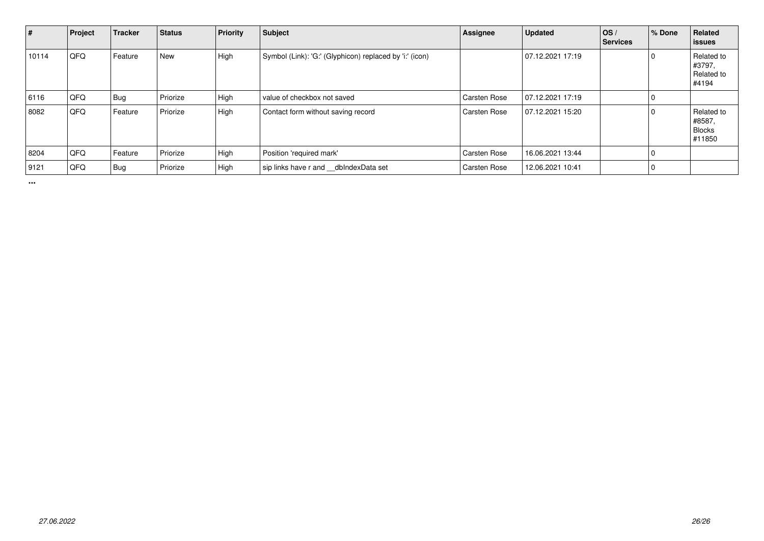| # | Project | Tracker | Status | Priority | Subject | Assignee | Updated | OS / Services | % Done | Related issues |
|---|---|---|---|---|---|---|---|---|---|---|
| 10114 | QFQ | Feature | New | High | Symbol (Link): 'G:' (Glyphicon) replaced by 'i:' (icon) | | 07.12.2021 17:19 | | 0 | Related to #3797, Related to #4194 |
| 6116 | QFQ | Bug | Priorize | High | value of checkbox not saved | Carsten Rose | 07.12.2021 17:19 | | 0 | |
| 8082 | QFQ | Feature | Priorize | High | Contact form without saving record | Carsten Rose | 07.12.2021 15:20 | | 0 | Related to #8587, Blocks #11850 |
| 8204 | QFQ | Feature | Priorize | High | Position 'required mark' | Carsten Rose | 16.06.2021 13:44 | | 0 | |
| 9121 | QFQ | Bug | Priorize | High | sip links have r and __dbIndexData set | Carsten Rose | 12.06.2021 10:41 | | 0 | |

**...**